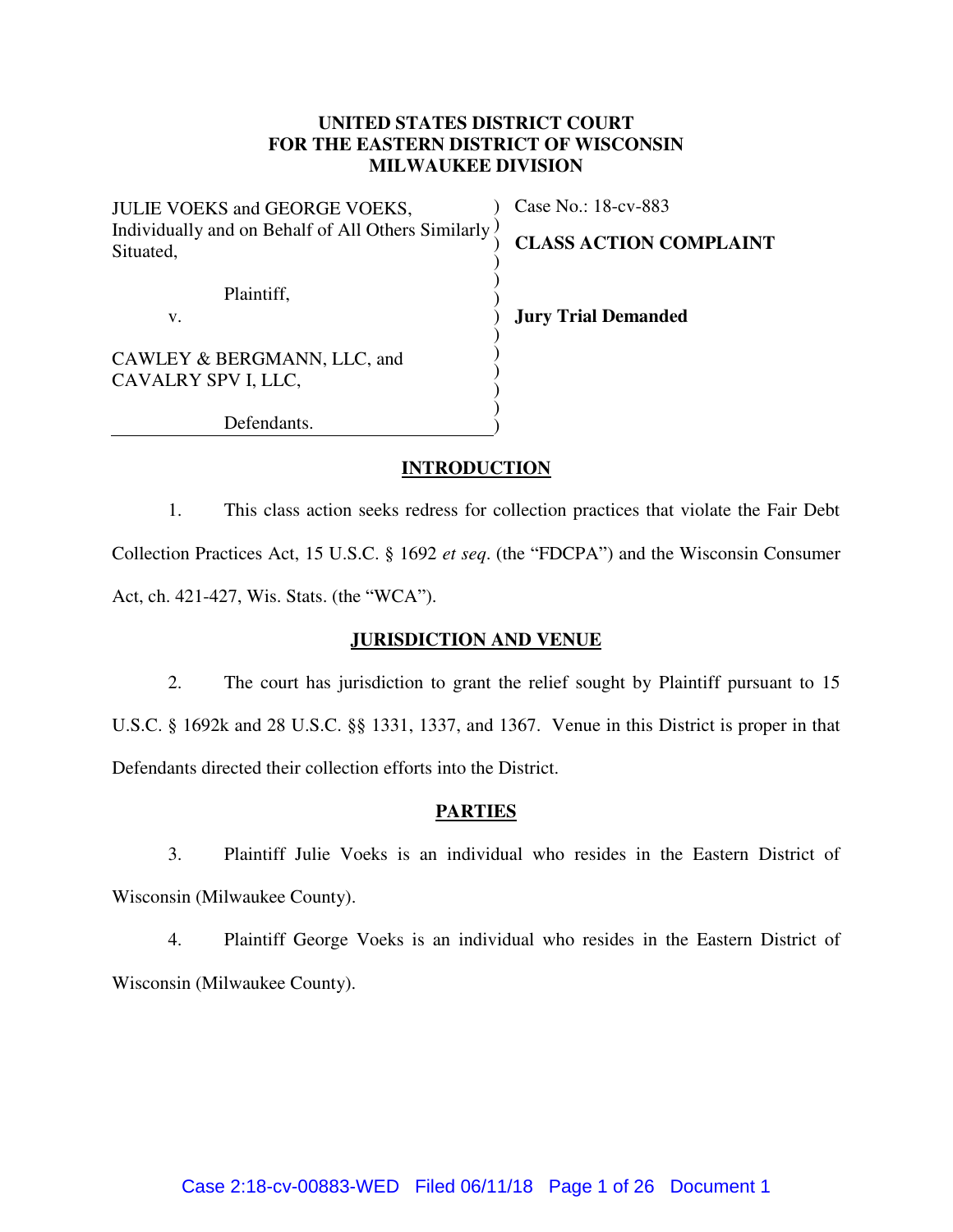**UNITED STATES DISTRICT COURT**
**FOR THE EASTERN DISTRICT OF WISCONSIN**
**MILWAUKEE DIVISION**

| | |
|---|---|
| JULIE VOEKS and GEORGE VOEKS, Individually and on Behalf of All Others Similarly Situated, | Case No.: 18-cv-883 |
| Plaintiff, | **CLASS ACTION COMPLAINT** |
| v. | **Jury Trial Demanded** |
| CAWLEY & BERGMANN, LLC, and CAVALRY SPV I, LLC, | |
| Defendants. | |

## INTRODUCTION

1. This class action seeks redress for collection practices that violate the Fair Debt Collection Practices Act, 15 U.S.C. § 1692 *et seq*. (the "FDCPA") and the Wisconsin Consumer Act, ch. 421-427, Wis. Stats. (the "WCA").

## JURISDICTION AND VENUE

2. The court has jurisdiction to grant the relief sought by Plaintiff pursuant to 15 U.S.C. § 1692k and 28 U.S.C. §§ 1331, 1337, and 1367. Venue in this District is proper in that Defendants directed their collection efforts into the District.

## PARTIES

3. Plaintiff Julie Voeks is an individual who resides in the Eastern District of Wisconsin (Milwaukee County).

4. Plaintiff George Voeks is an individual who resides in the Eastern District of Wisconsin (Milwaukee County).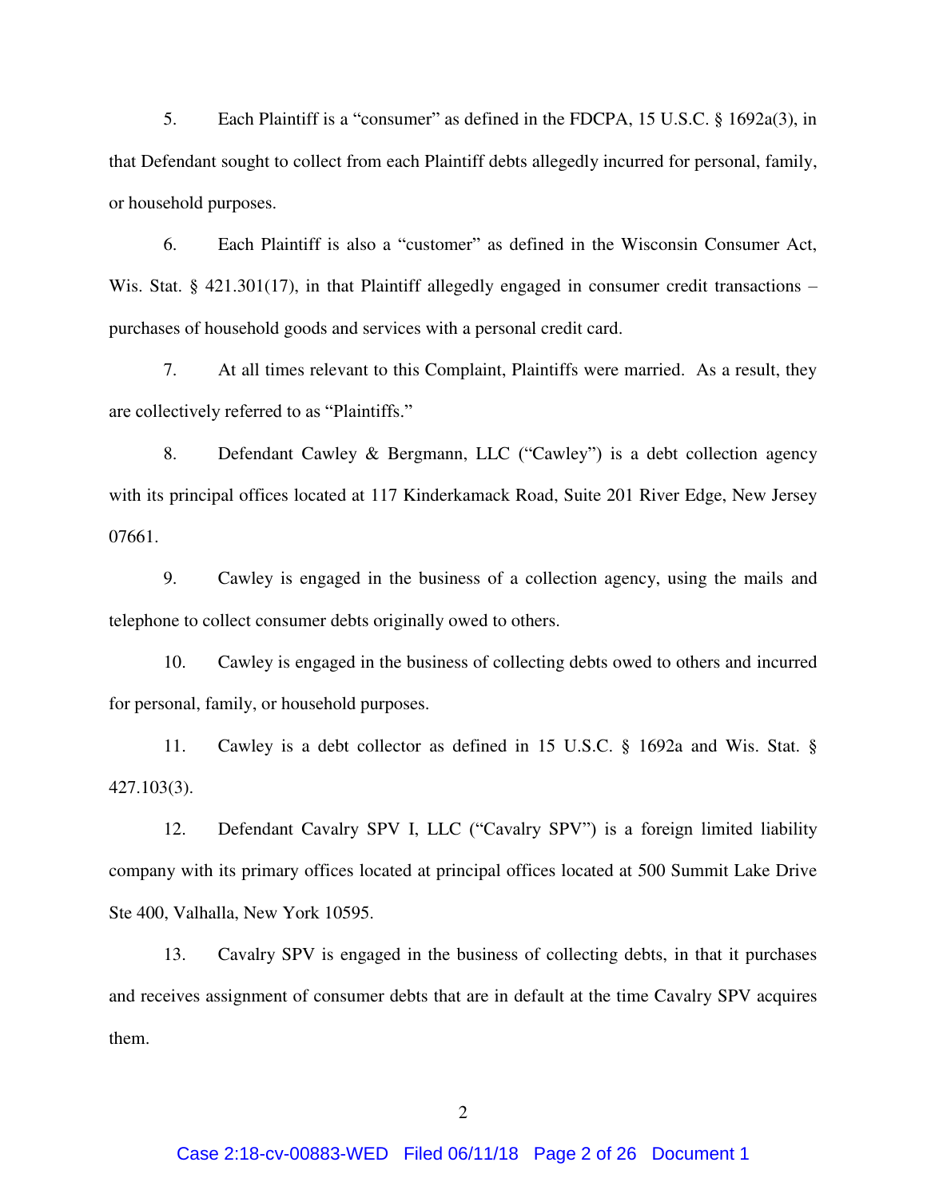5. Each Plaintiff is a "consumer" as defined in the FDCPA, 15 U.S.C. § 1692a(3), in that Defendant sought to collect from each Plaintiff debts allegedly incurred for personal, family, or household purposes.

6. Each Plaintiff is also a "customer" as defined in the Wisconsin Consumer Act, Wis. Stat. § 421.301(17), in that Plaintiff allegedly engaged in consumer credit transactions – purchases of household goods and services with a personal credit card.

7. At all times relevant to this Complaint, Plaintiffs were married. As a result, they are collectively referred to as "Plaintiffs."

8. Defendant Cawley & Bergmann, LLC ("Cawley") is a debt collection agency with its principal offices located at 117 Kinderkamack Road, Suite 201 River Edge, New Jersey 07661.

9. Cawley is engaged in the business of a collection agency, using the mails and telephone to collect consumer debts originally owed to others.

10. Cawley is engaged in the business of collecting debts owed to others and incurred for personal, family, or household purposes.

11. Cawley is a debt collector as defined in 15 U.S.C. § 1692a and Wis. Stat. § 427.103(3).

12. Defendant Cavalry SPV I, LLC ("Cavalry SPV") is a foreign limited liability company with its primary offices located at principal offices located at 500 Summit Lake Drive Ste 400, Valhalla, New York 10595.

13. Cavalry SPV is engaged in the business of collecting debts, in that it purchases and receives assignment of consumer debts that are in default at the time Cavalry SPV acquires them.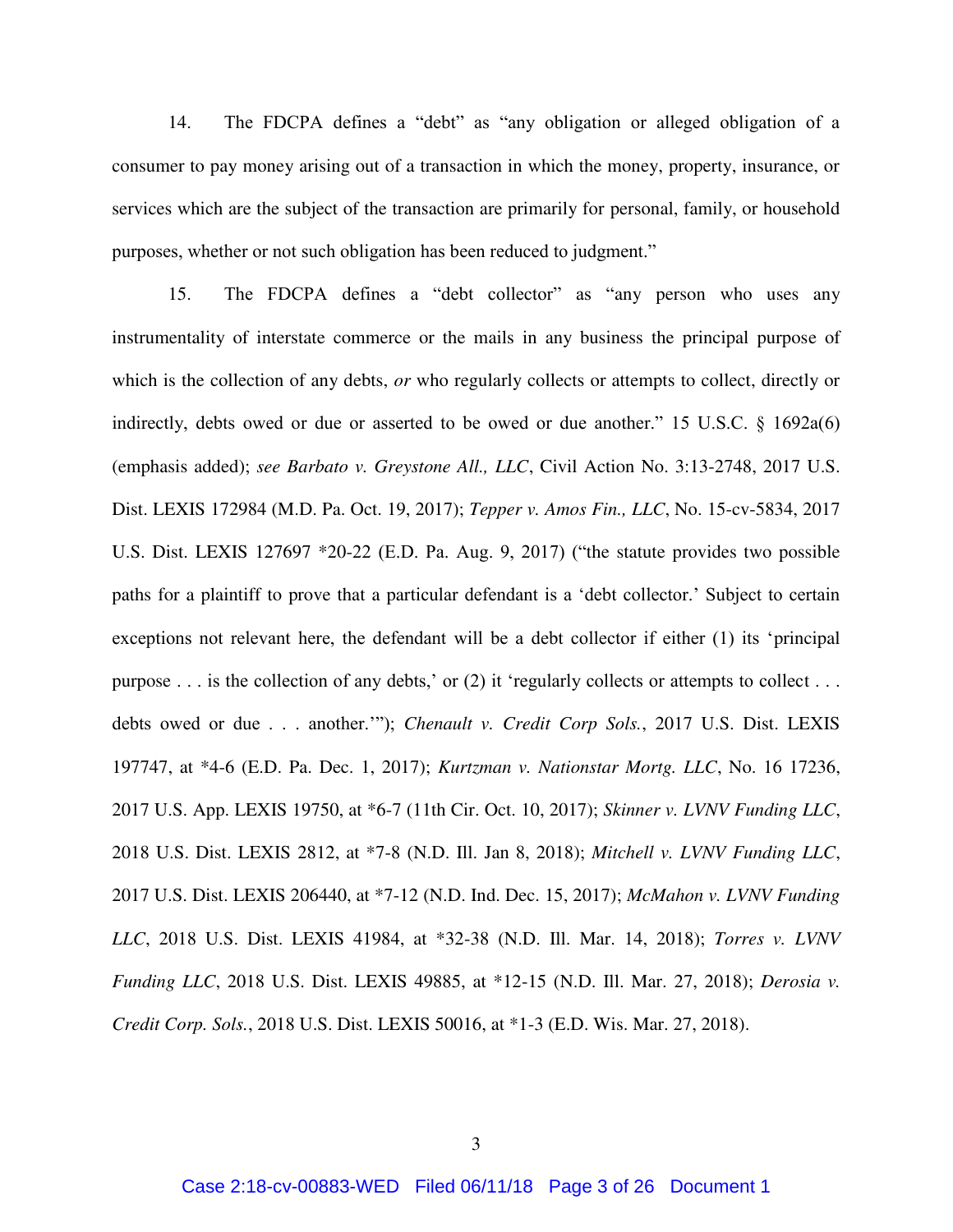14. The FDCPA defines a "debt" as "any obligation or alleged obligation of a consumer to pay money arising out of a transaction in which the money, property, insurance, or services which are the subject of the transaction are primarily for personal, family, or household purposes, whether or not such obligation has been reduced to judgment."

15. The FDCPA defines a "debt collector" as "any person who uses any instrumentality of interstate commerce or the mails in any business the principal purpose of which is the collection of any debts, *or* who regularly collects or attempts to collect, directly or indirectly, debts owed or due or asserted to be owed or due another." 15 U.S.C. § 1692a(6) (emphasis added); *see Barbato v. Greystone All., LLC*, Civil Action No. 3:13-2748, 2017 U.S. Dist. LEXIS 172984 (M.D. Pa. Oct. 19, 2017); *Tepper v. Amos Fin., LLC*, No. 15-cv-5834, 2017 U.S. Dist. LEXIS 127697 *20-22 (E.D. Pa. Aug. 9, 2017) ("the statute provides two possible paths for a plaintiff to prove that a particular defendant is a 'debt collector.' Subject to certain exceptions not relevant here, the defendant will be a debt collector if either (1) its 'principal purpose . . . is the collection of any debts,' or (2) it 'regularly collects or attempts to collect . . . debts owed or due . . . another.'"); *Chenault v. Credit Corp Sols.*, 2017 U.S. Dist. LEXIS 197747, at *4-6 (E.D. Pa. Dec. 1, 2017); *Kurtzman v. Nationstar Mortg. LLC*, No. 16 17236, 2017 U.S. App. LEXIS 19750, at *6-7 (11th Cir. Oct. 10, 2017); *Skinner v. LVNV Funding LLC*, 2018 U.S. Dist. LEXIS 2812, at *7-8 (N.D. Ill. Jan 8, 2018); *Mitchell v. LVNV Funding LLC*, 2017 U.S. Dist. LEXIS 206440, at *7-12 (N.D. Ind. Dec. 15, 2017); *McMahon v. LVNV Funding LLC*, 2018 U.S. Dist. LEXIS 41984, at *32-38 (N.D. Ill. Mar. 14, 2018); *Torres v. LVNV Funding LLC*, 2018 U.S. Dist. LEXIS 49885, at *12-15 (N.D. Ill. Mar. 27, 2018); *Derosia v. Credit Corp. Sols.*, 2018 U.S. Dist. LEXIS 50016, at *1-3 (E.D. Wis. Mar. 27, 2018).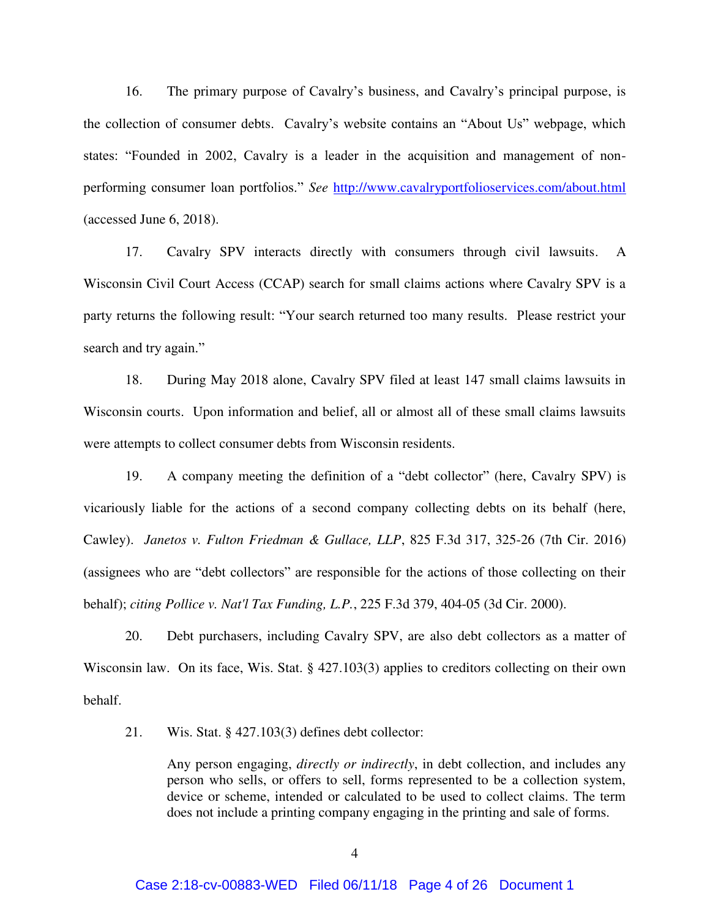16. The primary purpose of Cavalry's business, and Cavalry's principal purpose, is the collection of consumer debts. Cavalry's website contains an "About Us" webpage, which states: "Founded in 2002, Cavalry is a leader in the acquisition and management of non-performing consumer loan portfolios." *See* http://www.cavalryportfolioservices.com/about.html (accessed June 6, 2018).

17. Cavalry SPV interacts directly with consumers through civil lawsuits. A Wisconsin Civil Court Access (CCAP) search for small claims actions where Cavalry SPV is a party returns the following result: "Your search returned too many results. Please restrict your search and try again."

18. During May 2018 alone, Cavalry SPV filed at least 147 small claims lawsuits in Wisconsin courts. Upon information and belief, all or almost all of these small claims lawsuits were attempts to collect consumer debts from Wisconsin residents.

19. A company meeting the definition of a "debt collector" (here, Cavalry SPV) is vicariously liable for the actions of a second company collecting debts on its behalf (here, Cawley). *Janetos v. Fulton Friedman & Gullace, LLP*, 825 F.3d 317, 325-26 (7th Cir. 2016) (assignees who are "debt collectors" are responsible for the actions of those collecting on their behalf); *citing Pollice v. Nat'l Tax Funding, L.P.*, 225 F.3d 379, 404-05 (3d Cir. 2000).

20. Debt purchasers, including Cavalry SPV, are also debt collectors as a matter of Wisconsin law. On its face, Wis. Stat. § 427.103(3) applies to creditors collecting on their own behalf.

21. Wis. Stat. § 427.103(3) defines debt collector:

> Any person engaging, *directly or indirectly*, in debt collection, and includes any person who sells, or offers to sell, forms represented to be a collection system, device or scheme, intended or calculated to be used to collect claims. The term does not include a printing company engaging in the printing and sale of forms.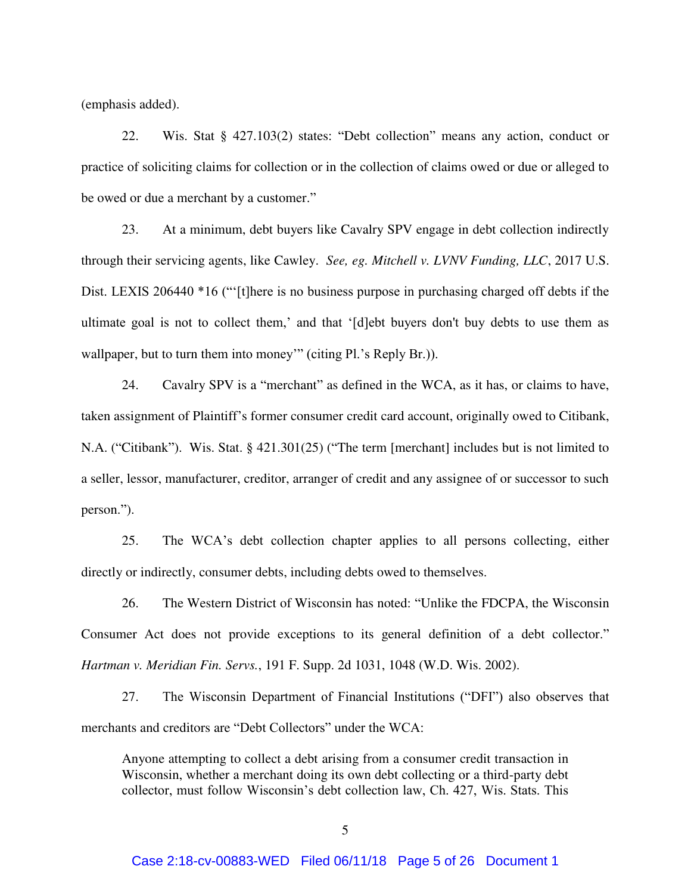(emphasis added).

22. Wis. Stat § 427.103(2) states: "Debt collection" means any action, conduct or practice of soliciting claims for collection or in the collection of claims owed or due or alleged to be owed or due a merchant by a customer."

23. At a minimum, debt buyers like Cavalry SPV engage in debt collection indirectly through their servicing agents, like Cawley. *See, eg. Mitchell v. LVNV Funding, LLC*, 2017 U.S. Dist. LEXIS 206440 *16 ("'[t]here is no business purpose in purchasing charged off debts if the ultimate goal is not to collect them,' and that '[d]ebt buyers don't buy debts to use them as wallpaper, but to turn them into money'" (citing Pl.'s Reply Br.)).

24. Cavalry SPV is a "merchant" as defined in the WCA, as it has, or claims to have, taken assignment of Plaintiff's former consumer credit card account, originally owed to Citibank, N.A. ("Citibank"). Wis. Stat. § 421.301(25) ("The term [merchant] includes but is not limited to a seller, lessor, manufacturer, creditor, arranger of credit and any assignee of or successor to such person.").

25. The WCA's debt collection chapter applies to all persons collecting, either directly or indirectly, consumer debts, including debts owed to themselves.

26. The Western District of Wisconsin has noted: "Unlike the FDCPA, the Wisconsin Consumer Act does not provide exceptions to its general definition of a debt collector." *Hartman v. Meridian Fin. Servs.*, 191 F. Supp. 2d 1031, 1048 (W.D. Wis. 2002).

27. The Wisconsin Department of Financial Institutions ("DFI") also observes that merchants and creditors are "Debt Collectors" under the WCA:

> Anyone attempting to collect a debt arising from a consumer credit transaction in Wisconsin, whether a merchant doing its own debt collecting or a third-party debt collector, must follow Wisconsin's debt collection law, Ch. 427, Wis. Stats. This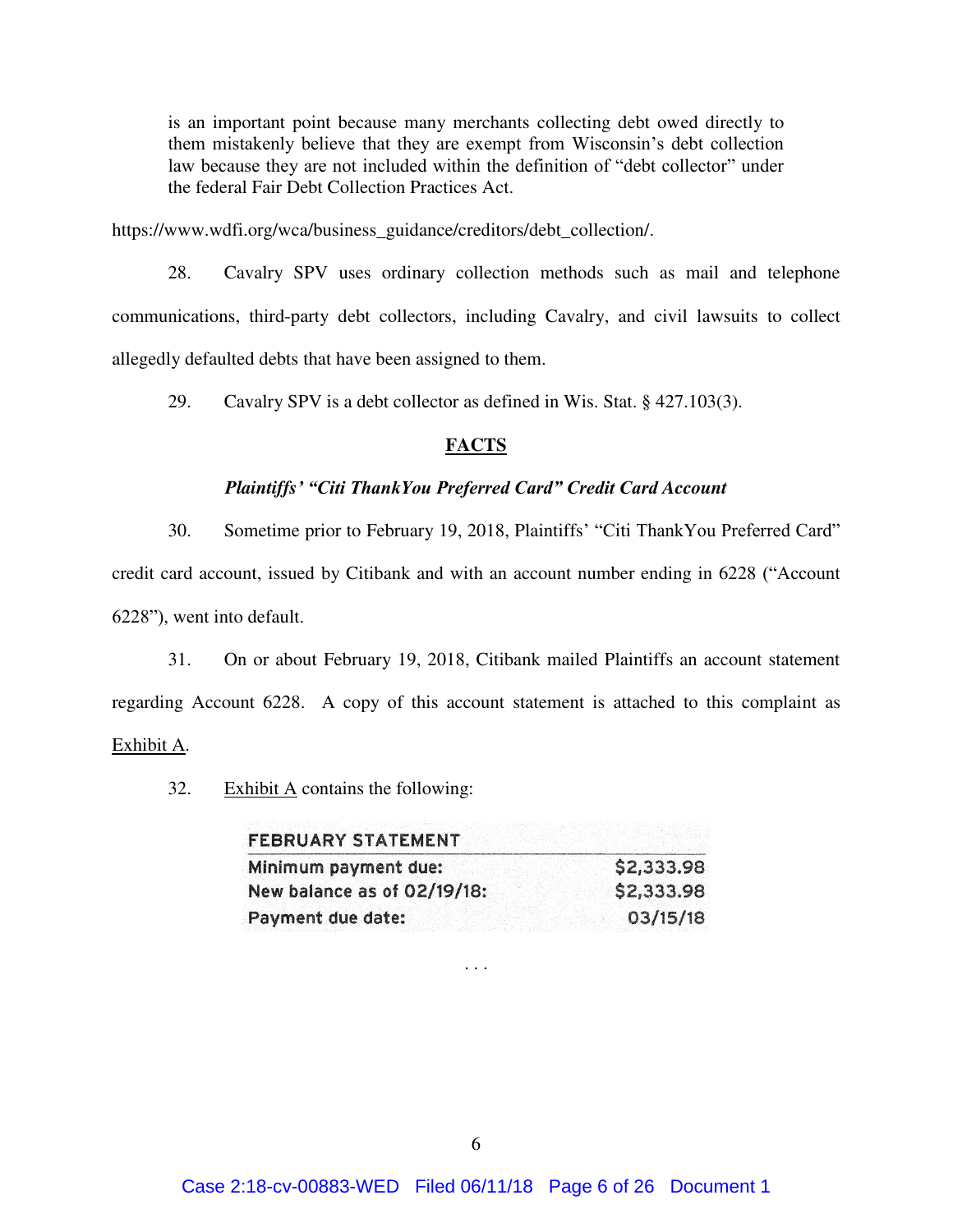> is an important point because many merchants collecting debt owed directly to them mistakenly believe that they are exempt from Wisconsin's debt collection law because they are not included within the definition of "debt collector" under the federal Fair Debt Collection Practices Act.

https://www.wdfi.org/wca/business_guidance/creditors/debt_collection/.

28. Cavalry SPV uses ordinary collection methods such as mail and telephone communications, third-party debt collectors, including Cavalry, and civil lawsuits to collect allegedly defaulted debts that have been assigned to them.

29. Cavalry SPV is a debt collector as defined in Wis. Stat. § 427.103(3).

## FACTS

### *Plaintiffs' "Citi ThankYou Preferred Card" Credit Card Account*

30. Sometime prior to February 19, 2018, Plaintiffs' "Citi ThankYou Preferred Card" credit card account, issued by Citibank and with an account number ending in 6228 ("Account 6228"), went into default.

31. On or about February 19, 2018, Citibank mailed Plaintiffs an account statement regarding Account 6228. A copy of this account statement is attached to this complaint as Exhibit A.

32. Exhibit A contains the following:

| FEBRUARY STATEMENT | |
|---|---|
| Minimum payment due: | $2,333.98 |
| New balance as of 02/19/18: | $2,333.98 |
| Payment due date: | 03/15/18 |

. . .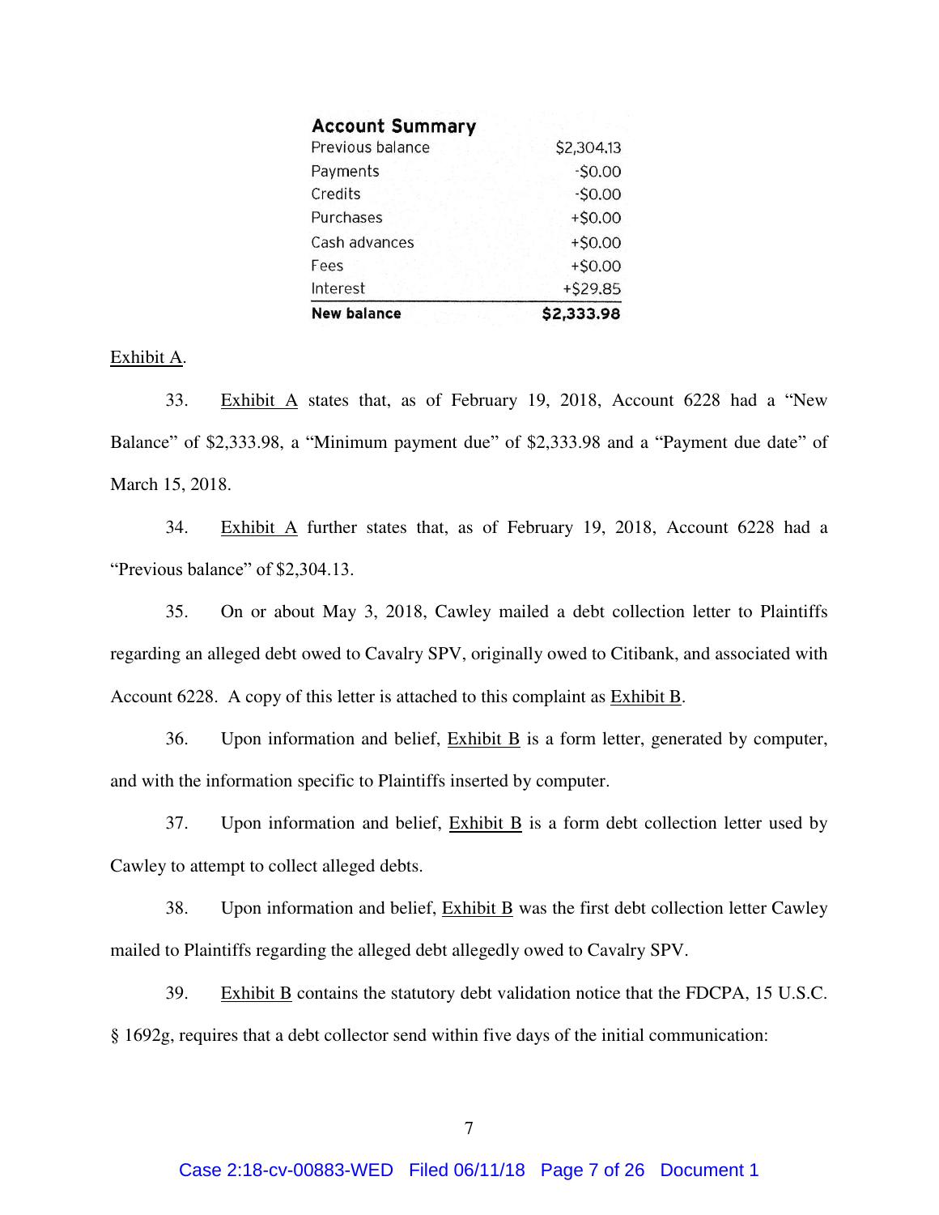**Account Summary**

| | |
|---|---|
| Previous balance | $2,304.13 |
| Payments | -$0.00 |
| Credits | -$0.00 |
| Purchases | +$0.00 |
| Cash advances | +$0.00 |
| Fees | +$0.00 |
| Interest | +$29.85 |
| **New balance** | **$2,333.98** |

Exhibit A.

33. Exhibit A states that, as of February 19, 2018, Account 6228 had a "New Balance" of $2,333.98, a "Minimum payment due" of $2,333.98 and a "Payment due date" of March 15, 2018.

34. Exhibit A further states that, as of February 19, 2018, Account 6228 had a "Previous balance" of $2,304.13.

35. On or about May 3, 2018, Cawley mailed a debt collection letter to Plaintiffs regarding an alleged debt owed to Cavalry SPV, originally owed to Citibank, and associated with Account 6228. A copy of this letter is attached to this complaint as Exhibit B.

36. Upon information and belief, Exhibit B is a form letter, generated by computer, and with the information specific to Plaintiffs inserted by computer.

37. Upon information and belief, Exhibit B is a form debt collection letter used by Cawley to attempt to collect alleged debts.

38. Upon information and belief, Exhibit B was the first debt collection letter Cawley mailed to Plaintiffs regarding the alleged debt allegedly owed to Cavalry SPV.

39. Exhibit B contains the statutory debt validation notice that the FDCPA, 15 U.S.C. § 1692g, requires that a debt collector send within five days of the initial communication: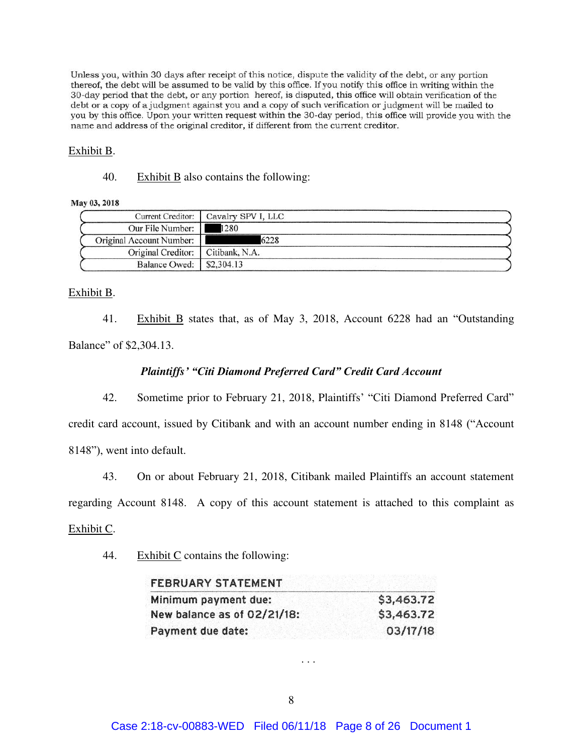Unless you, within 30 days after receipt of this notice, dispute the validity of the debt, or any portion thereof, the debt will be assumed to be valid by this office. If you notify this office in writing within the 30-day period that the debt, or any portion hereof, is disputed, this office will obtain verification of the debt or a copy of a judgment against you and a copy of such verification or judgment will be mailed to you by this office. Upon your written request within the 30-day period, this office will provide you with the name and address of the original creditor, if different from the current creditor.

Exhibit B.

40. Exhibit B also contains the following:

**May 03, 2018**

| | |
|---|---|
| Current Creditor: | Cavalry SPV I, LLC |
| Our File Number: | ███1280 |
| Original Account Number: | ███████6228 |
| Original Creditor: | Citibank, N.A. |
| Balance Owed: | $2,304.13 |

Exhibit B.

41. Exhibit B states that, as of May 3, 2018, Account 6228 had an "Outstanding Balance" of $2,304.13.

***Plaintiffs' "Citi Diamond Preferred Card" Credit Card Account***

42. Sometime prior to February 21, 2018, Plaintiffs' "Citi Diamond Preferred Card" credit card account, issued by Citibank and with an account number ending in 8148 ("Account 8148"), went into default.

43. On or about February 21, 2018, Citibank mailed Plaintiffs an account statement regarding Account 8148. A copy of this account statement is attached to this complaint as Exhibit C.

44. Exhibit C contains the following:

| FEBRUARY STATEMENT | |
|---|---|
| Minimum payment due: | $3,463.72 |
| New balance as of 02/21/18: | $3,463.72 |
| Payment due date: | 03/17/18 |

. . .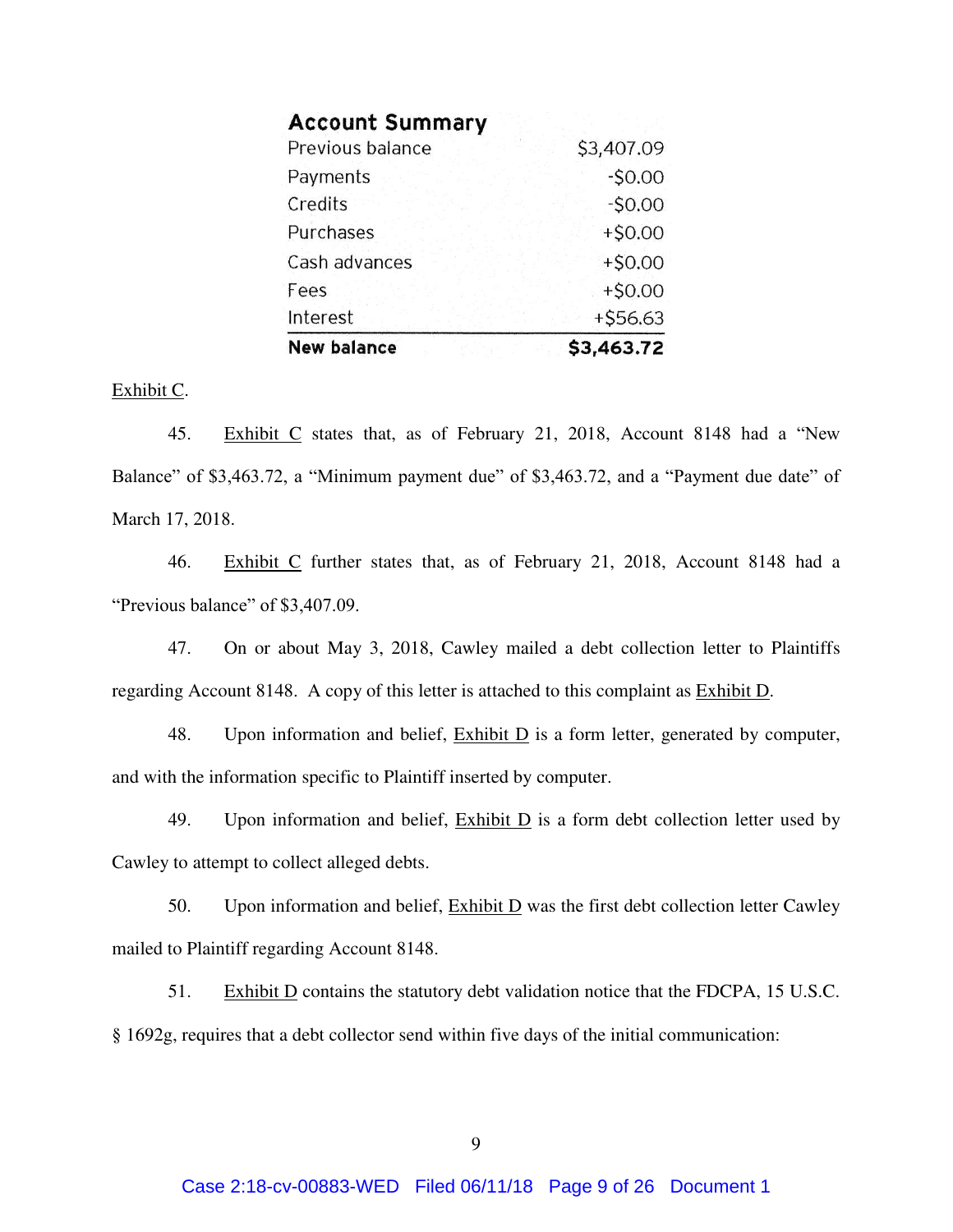| **Account Summary** | |
|---|---|
| Previous balance | $3,407.09 |
| Payments | -$0.00 |
| Credits | -$0.00 |
| Purchases | +$0.00 |
| Cash advances | +$0.00 |
| Fees | +$0.00 |
| Interest | +$56.63 |
| **New balance** | **$3,463.72** |

Exhibit C.

45. Exhibit C states that, as of February 21, 2018, Account 8148 had a "New Balance" of $3,463.72, a "Minimum payment due" of $3,463.72, and a "Payment due date" of March 17, 2018.

46. Exhibit C further states that, as of February 21, 2018, Account 8148 had a "Previous balance" of $3,407.09.

47. On or about May 3, 2018, Cawley mailed a debt collection letter to Plaintiffs regarding Account 8148. A copy of this letter is attached to this complaint as Exhibit D.

48. Upon information and belief, Exhibit D is a form letter, generated by computer, and with the information specific to Plaintiff inserted by computer.

49. Upon information and belief, Exhibit D is a form debt collection letter used by Cawley to attempt to collect alleged debts.

50. Upon information and belief, Exhibit D was the first debt collection letter Cawley mailed to Plaintiff regarding Account 8148.

51. Exhibit D contains the statutory debt validation notice that the FDCPA, 15 U.S.C. § 1692g, requires that a debt collector send within five days of the initial communication: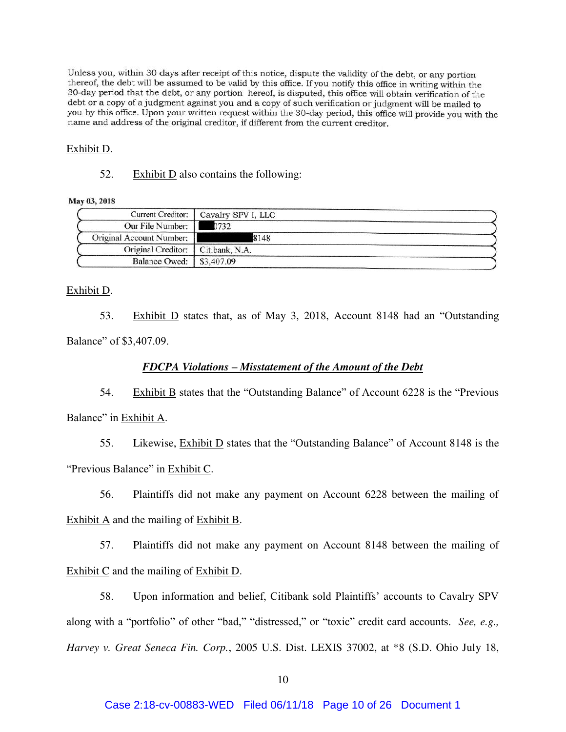> Unless you, within 30 days after receipt of this notice, dispute the validity of the debt, or any portion thereof, the debt will be assumed to be valid by this office. If you notify this office in writing within the 30-day period that the debt, or any portion hereof, is disputed, this office will obtain verification of the debt or a copy of a judgment against you and a copy of such verification or judgment will be mailed to you by this office. Upon your written request within the 30-day period, this office will provide you with the name and address of the original creditor, if different from the current creditor.

Exhibit D.

52. Exhibit D also contains the following:

**May 03, 2018**

| | |
|---|---|
| Current Creditor: | Cavalry SPV I, LLC |
| Our File Number: | ███0732 |
| Original Account Number: | ████████8148 |
| Original Creditor: | Citibank, N.A. |
| Balance Owed: | $3,407.09 |

Exhibit D.

53. Exhibit D states that, as of May 3, 2018, Account 8148 had an "Outstanding Balance" of $3,407.09.

***FDCPA Violations – Misstatement of the Amount of the Debt***

54. Exhibit B states that the "Outstanding Balance" of Account 6228 is the "Previous Balance" in Exhibit A.

55. Likewise, Exhibit D states that the "Outstanding Balance" of Account 8148 is the "Previous Balance" in Exhibit C.

56. Plaintiffs did not make any payment on Account 6228 between the mailing of Exhibit A and the mailing of Exhibit B.

57. Plaintiffs did not make any payment on Account 8148 between the mailing of Exhibit C and the mailing of Exhibit D.

58. Upon information and belief, Citibank sold Plaintiffs' accounts to Cavalry SPV along with a "portfolio" of other "bad," "distressed," or "toxic" credit card accounts. *See, e.g., Harvey v. Great Seneca Fin. Corp.*, 2005 U.S. Dist. LEXIS 37002, at *8 (S.D. Ohio July 18,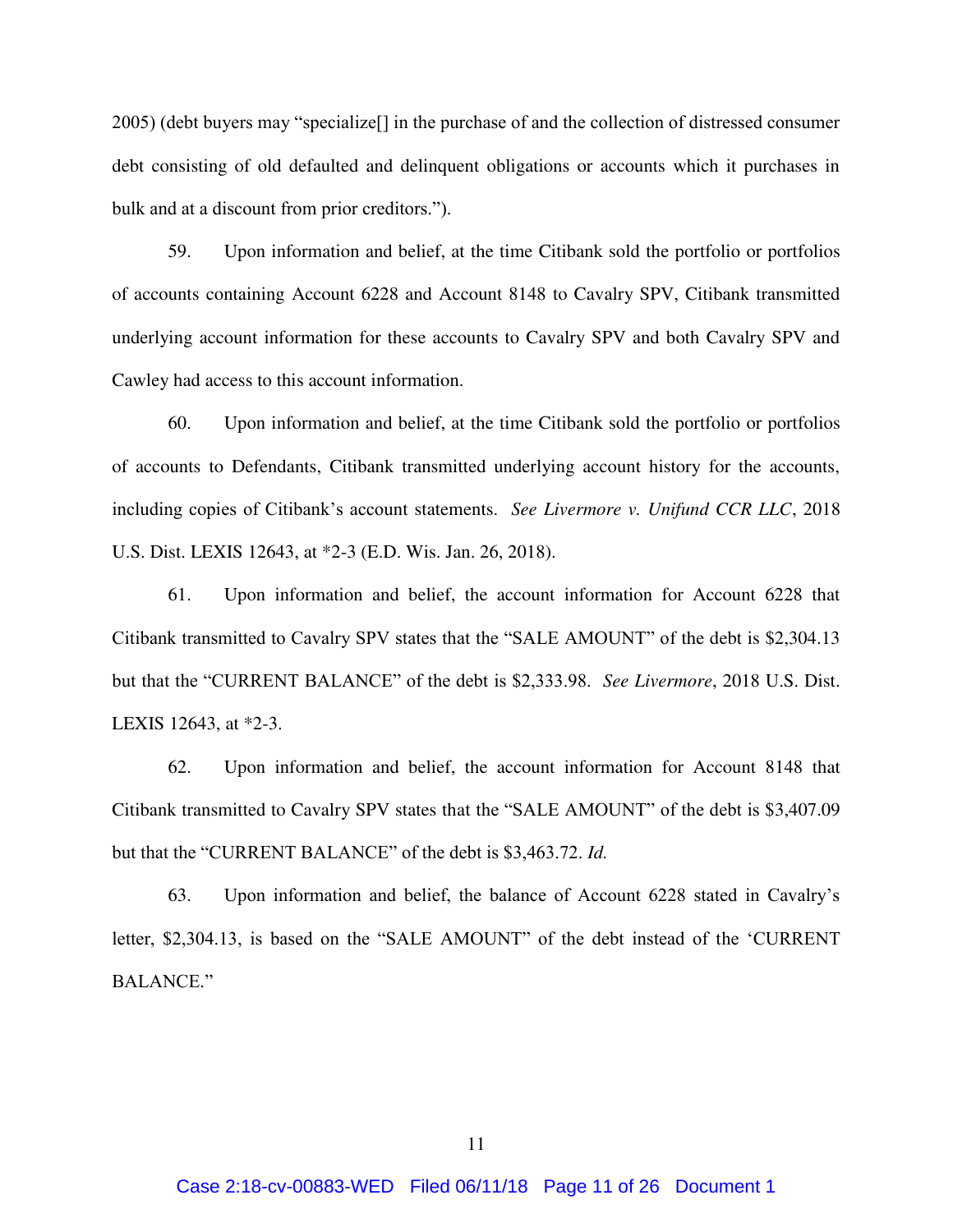2005) (debt buyers may "specialize[] in the purchase of and the collection of distressed consumer debt consisting of old defaulted and delinquent obligations or accounts which it purchases in bulk and at a discount from prior creditors.").

59. Upon information and belief, at the time Citibank sold the portfolio or portfolios of accounts containing Account 6228 and Account 8148 to Cavalry SPV, Citibank transmitted underlying account information for these accounts to Cavalry SPV and both Cavalry SPV and Cawley had access to this account information.

60. Upon information and belief, at the time Citibank sold the portfolio or portfolios of accounts to Defendants, Citibank transmitted underlying account history for the accounts, including copies of Citibank's account statements. *See Livermore v. Unifund CCR LLC*, 2018 U.S. Dist. LEXIS 12643, at *2-3 (E.D. Wis. Jan. 26, 2018).

61. Upon information and belief, the account information for Account 6228 that Citibank transmitted to Cavalry SPV states that the "SALE AMOUNT" of the debt is $2,304.13 but that the "CURRENT BALANCE" of the debt is $2,333.98. *See Livermore*, 2018 U.S. Dist. LEXIS 12643, at *2-3.

62. Upon information and belief, the account information for Account 8148 that Citibank transmitted to Cavalry SPV states that the "SALE AMOUNT" of the debt is $3,407.09 but that the "CURRENT BALANCE" of the debt is $3,463.72. *Id.*

63. Upon information and belief, the balance of Account 6228 stated in Cavalry's letter, $2,304.13, is based on the "SALE AMOUNT" of the debt instead of the 'CURRENT BALANCE."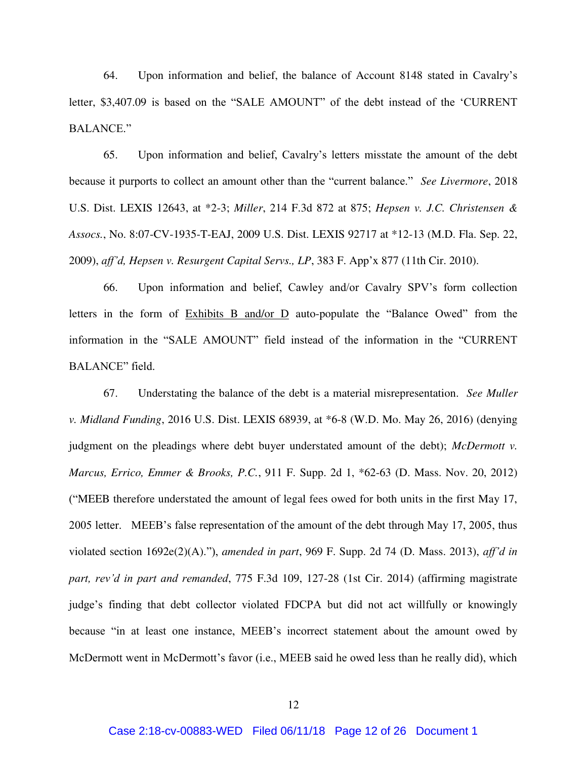64. Upon information and belief, the balance of Account 8148 stated in Cavalry's letter, $3,407.09 is based on the "SALE AMOUNT" of the debt instead of the 'CURRENT BALANCE."

65. Upon information and belief, Cavalry's letters misstate the amount of the debt because it purports to collect an amount other than the "current balance." *See Livermore*, 2018 U.S. Dist. LEXIS 12643, at *2-3; *Miller*, 214 F.3d 872 at 875; *Hepsen v. J.C. Christensen & Assocs.*, No. 8:07-CV-1935-T-EAJ, 2009 U.S. Dist. LEXIS 92717 at *12-13 (M.D. Fla. Sep. 22, 2009), *aff'd, Hepsen v. Resurgent Capital Servs., LP*, 383 F. App'x 877 (11th Cir. 2010).

66. Upon information and belief, Cawley and/or Cavalry SPV's form collection letters in the form of Exhibits B and/or D auto-populate the "Balance Owed" from the information in the "SALE AMOUNT" field instead of the information in the "CURRENT BALANCE" field.

67. Understating the balance of the debt is a material misrepresentation. *See Muller v. Midland Funding*, 2016 U.S. Dist. LEXIS 68939, at *6-8 (W.D. Mo. May 26, 2016) (denying judgment on the pleadings where debt buyer understated amount of the debt); *McDermott v. Marcus, Errico, Emmer & Brooks, P.C.*, 911 F. Supp. 2d 1, *62-63 (D. Mass. Nov. 20, 2012) ("MEEB therefore understated the amount of legal fees owed for both units in the first May 17, 2005 letter. MEEB's false representation of the amount of the debt through May 17, 2005, thus violated section 1692e(2)(A)."), *amended in part*, 969 F. Supp. 2d 74 (D. Mass. 2013), *aff'd in part, rev'd in part and remanded*, 775 F.3d 109, 127-28 (1st Cir. 2014) (affirming magistrate judge's finding that debt collector violated FDCPA but did not act willfully or knowingly because "in at least one instance, MEEB's incorrect statement about the amount owed by McDermott went in McDermott's favor (i.e., MEEB said he owed less than he really did), which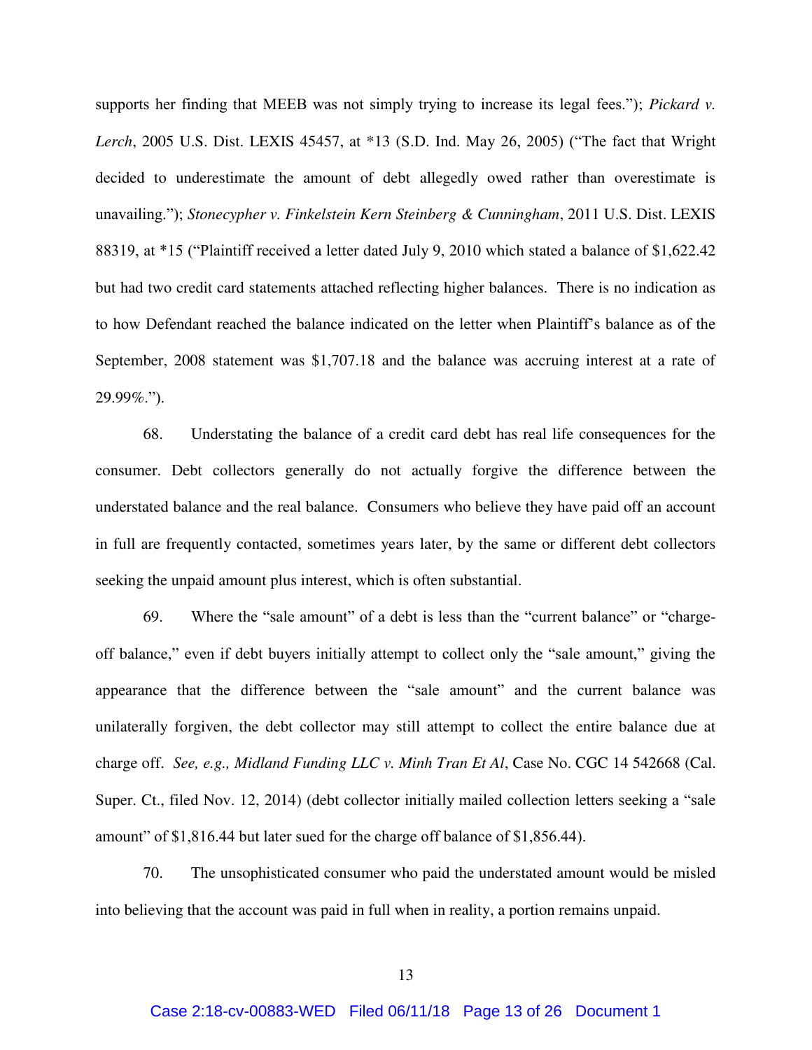supports her finding that MEEB was not simply trying to increase its legal fees."); *Pickard v. Lerch*, 2005 U.S. Dist. LEXIS 45457, at *13 (S.D. Ind. May 26, 2005) ("The fact that Wright decided to underestimate the amount of debt allegedly owed rather than overestimate is unavailing."); *Stonecypher v. Finkelstein Kern Steinberg & Cunningham*, 2011 U.S. Dist. LEXIS 88319, at *15 ("Plaintiff received a letter dated July 9, 2010 which stated a balance of $1,622.42 but had two credit card statements attached reflecting higher balances. There is no indication as to how Defendant reached the balance indicated on the letter when Plaintiff's balance as of the September, 2008 statement was $1,707.18 and the balance was accruing interest at a rate of 29.99%.").

68. Understating the balance of a credit card debt has real life consequences for the consumer. Debt collectors generally do not actually forgive the difference between the understated balance and the real balance. Consumers who believe they have paid off an account in full are frequently contacted, sometimes years later, by the same or different debt collectors seeking the unpaid amount plus interest, which is often substantial.

69. Where the "sale amount" of a debt is less than the "current balance" or "charge-off balance," even if debt buyers initially attempt to collect only the "sale amount," giving the appearance that the difference between the "sale amount" and the current balance was unilaterally forgiven, the debt collector may still attempt to collect the entire balance due at charge off. *See, e.g., Midland Funding LLC v. Minh Tran Et Al*, Case No. CGC 14 542668 (Cal. Super. Ct., filed Nov. 12, 2014) (debt collector initially mailed collection letters seeking a "sale amount" of $1,816.44 but later sued for the charge off balance of $1,856.44).

70. The unsophisticated consumer who paid the understated amount would be misled into believing that the account was paid in full when in reality, a portion remains unpaid.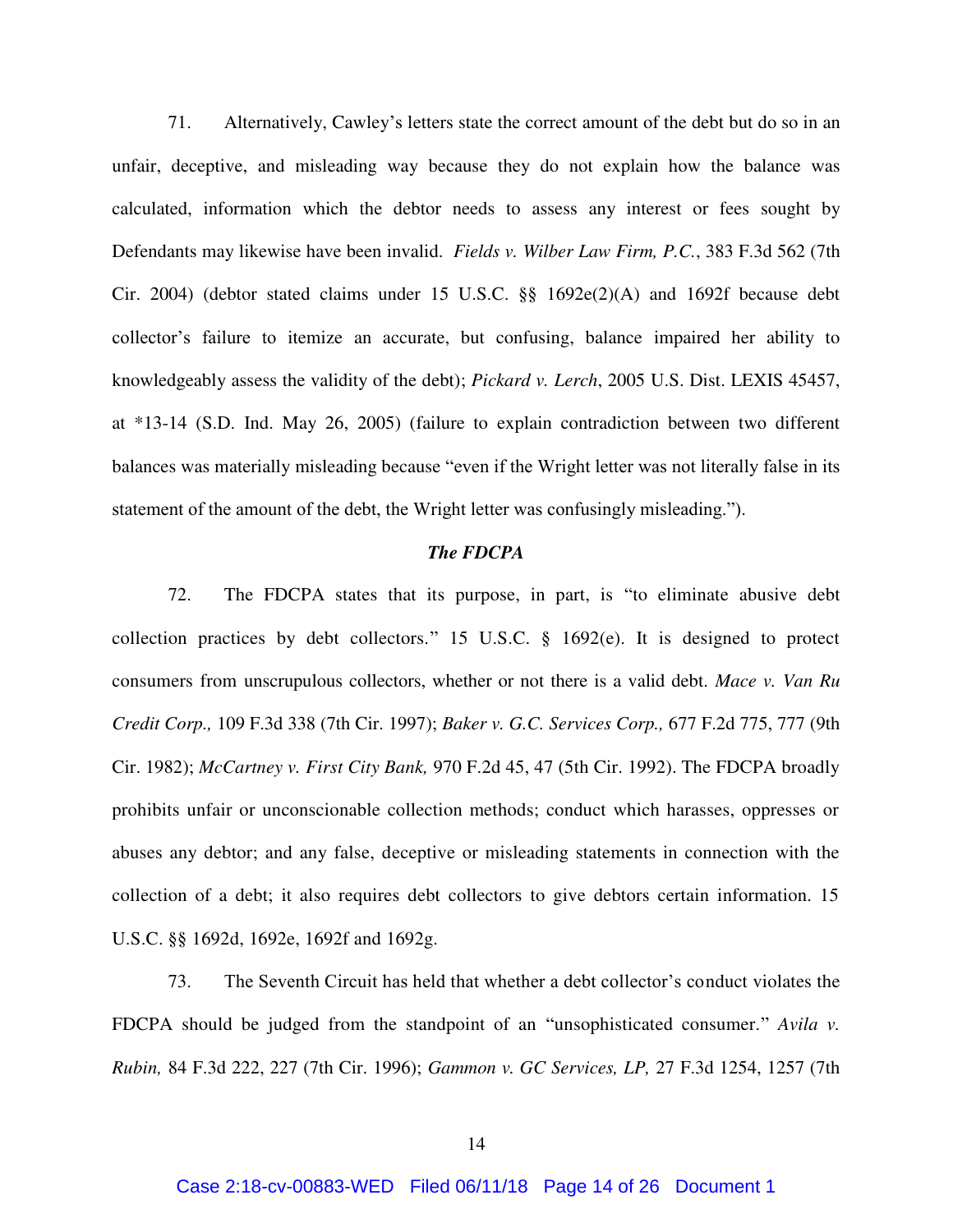71. Alternatively, Cawley's letters state the correct amount of the debt but do so in an unfair, deceptive, and misleading way because they do not explain how the balance was calculated, information which the debtor needs to assess any interest or fees sought by Defendants may likewise have been invalid. *Fields v. Wilber Law Firm, P.C.*, 383 F.3d 562 (7th Cir. 2004) (debtor stated claims under 15 U.S.C. §§ 1692e(2)(A) and 1692f because debt collector's failure to itemize an accurate, but confusing, balance impaired her ability to knowledgeably assess the validity of the debt); *Pickard v. Lerch*, 2005 U.S. Dist. LEXIS 45457, at *13-14 (S.D. Ind. May 26, 2005) (failure to explain contradiction between two different balances was materially misleading because "even if the Wright letter was not literally false in its statement of the amount of the debt, the Wright letter was confusingly misleading.").

***The FDCPA***

72. The FDCPA states that its purpose, in part, is "to eliminate abusive debt collection practices by debt collectors." 15 U.S.C. § 1692(e). It is designed to protect consumers from unscrupulous collectors, whether or not there is a valid debt. *Mace v. Van Ru Credit Corp.,* 109 F.3d 338 (7th Cir. 1997); *Baker v. G.C. Services Corp.,* 677 F.2d 775, 777 (9th Cir. 1982); *McCartney v. First City Bank,* 970 F.2d 45, 47 (5th Cir. 1992). The FDCPA broadly prohibits unfair or unconscionable collection methods; conduct which harasses, oppresses or abuses any debtor; and any false, deceptive or misleading statements in connection with the collection of a debt; it also requires debt collectors to give debtors certain information. 15 U.S.C. §§ 1692d, 1692e, 1692f and 1692g.

73. The Seventh Circuit has held that whether a debt collector's conduct violates the FDCPA should be judged from the standpoint of an "unsophisticated consumer." *Avila v. Rubin,* 84 F.3d 222, 227 (7th Cir. 1996); *Gammon v. GC Services, LP,* 27 F.3d 1254, 1257 (7th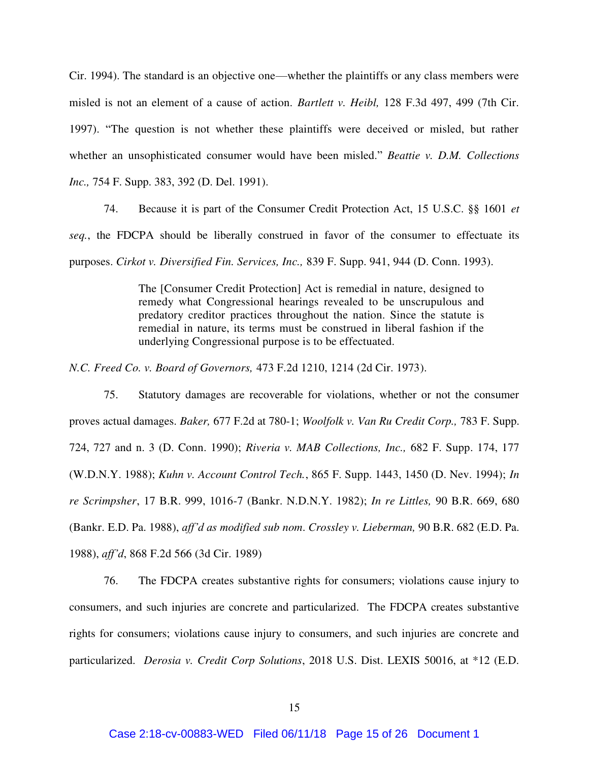Cir. 1994). The standard is an objective one—whether the plaintiffs or any class members were misled is not an element of a cause of action. *Bartlett v. Heibl,* 128 F.3d 497, 499 (7th Cir. 1997). "The question is not whether these plaintiffs were deceived or misled, but rather whether an unsophisticated consumer would have been misled." *Beattie v. D.M. Collections Inc.,* 754 F. Supp. 383, 392 (D. Del. 1991).

74. Because it is part of the Consumer Credit Protection Act, 15 U.S.C. §§ 1601 *et seq.*, the FDCPA should be liberally construed in favor of the consumer to effectuate its purposes. *Cirkot v. Diversified Fin. Services, Inc.,* 839 F. Supp. 941, 944 (D. Conn. 1993).

> The [Consumer Credit Protection] Act is remedial in nature, designed to remedy what Congressional hearings revealed to be unscrupulous and predatory creditor practices throughout the nation. Since the statute is remedial in nature, its terms must be construed in liberal fashion if the underlying Congressional purpose is to be effectuated.

*N.C. Freed Co. v. Board of Governors,* 473 F.2d 1210, 1214 (2d Cir. 1973).

75. Statutory damages are recoverable for violations, whether or not the consumer proves actual damages. *Baker,* 677 F.2d at 780-1; *Woolfolk v. Van Ru Credit Corp.,* 783 F. Supp. 724, 727 and n. 3 (D. Conn. 1990); *Riveria v. MAB Collections, Inc.,* 682 F. Supp. 174, 177 (W.D.N.Y. 1988); *Kuhn v. Account Control Tech.*, 865 F. Supp. 1443, 1450 (D. Nev. 1994); *In re Scrimpsher*, 17 B.R. 999, 1016-7 (Bankr. N.D.N.Y. 1982); *In re Littles,* 90 B.R. 669, 680 (Bankr. E.D. Pa. 1988), *aff'd as modified sub nom*. *Crossley v. Lieberman,* 90 B.R. 682 (E.D. Pa. 1988), *aff'd*, 868 F.2d 566 (3d Cir. 1989)

76. The FDCPA creates substantive rights for consumers; violations cause injury to consumers, and such injuries are concrete and particularized. The FDCPA creates substantive rights for consumers; violations cause injury to consumers, and such injuries are concrete and particularized. *Derosia v. Credit Corp Solutions*, 2018 U.S. Dist. LEXIS 50016, at *12 (E.D.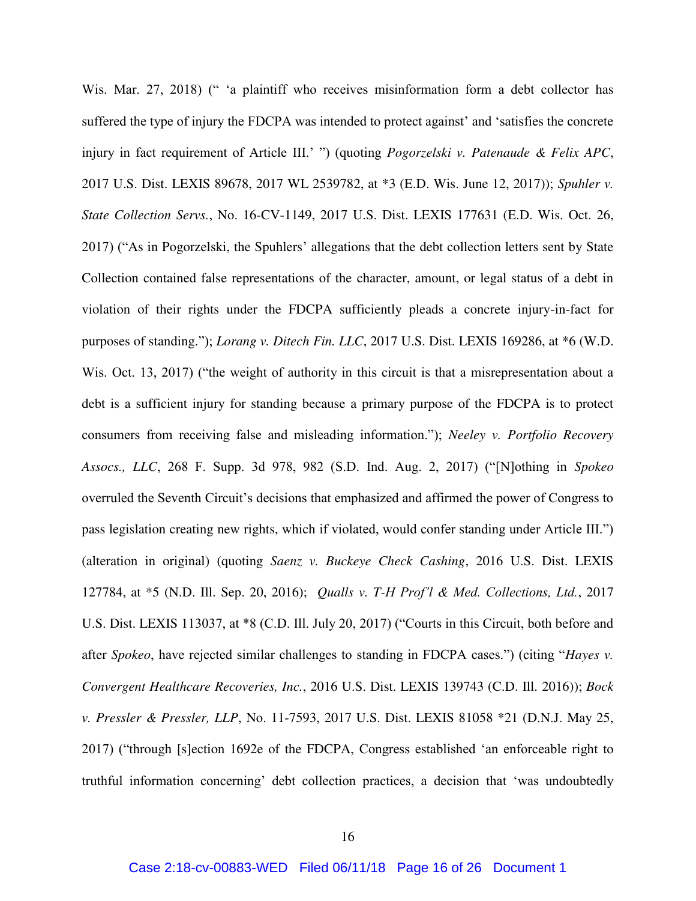Wis. Mar. 27, 2018) (" 'a plaintiff who receives misinformation form a debt collector has suffered the type of injury the FDCPA was intended to protect against' and 'satisfies the concrete injury in fact requirement of Article III.' ") (quoting *Pogorzelski v. Patenaude & Felix APC*, 2017 U.S. Dist. LEXIS 89678, 2017 WL 2539782, at *3 (E.D. Wis. June 12, 2017)); *Spuhler v. State Collection Servs.*, No. 16-CV-1149, 2017 U.S. Dist. LEXIS 177631 (E.D. Wis. Oct. 26, 2017) ("As in Pogorzelski, the Spuhlers' allegations that the debt collection letters sent by State Collection contained false representations of the character, amount, or legal status of a debt in violation of their rights under the FDCPA sufficiently pleads a concrete injury-in-fact for purposes of standing."); *Lorang v. Ditech Fin. LLC*, 2017 U.S. Dist. LEXIS 169286, at *6 (W.D. Wis. Oct. 13, 2017) ("the weight of authority in this circuit is that a misrepresentation about a debt is a sufficient injury for standing because a primary purpose of the FDCPA is to protect consumers from receiving false and misleading information."); *Neeley v. Portfolio Recovery Assocs., LLC*, 268 F. Supp. 3d 978, 982 (S.D. Ind. Aug. 2, 2017) ("[N]othing in *Spokeo* overruled the Seventh Circuit's decisions that emphasized and affirmed the power of Congress to pass legislation creating new rights, which if violated, would confer standing under Article III.") (alteration in original) (quoting *Saenz v. Buckeye Check Cashing*, 2016 U.S. Dist. LEXIS 127784, at *5 (N.D. Ill. Sep. 20, 2016); *Qualls v. T-H Prof'l & Med. Collections, Ltd.*, 2017 U.S. Dist. LEXIS 113037, at *8 (C.D. Ill. July 20, 2017) ("Courts in this Circuit, both before and after *Spokeo*, have rejected similar challenges to standing in FDCPA cases.") (citing "*Hayes v. Convergent Healthcare Recoveries, Inc.*, 2016 U.S. Dist. LEXIS 139743 (C.D. Ill. 2016)); *Bock v. Pressler & Pressler, LLP*, No. 11-7593, 2017 U.S. Dist. LEXIS 81058 *21 (D.N.J. May 25, 2017) ("through [s]ection 1692e of the FDCPA, Congress established 'an enforceable right to truthful information concerning' debt collection practices, a decision that 'was undoubtedly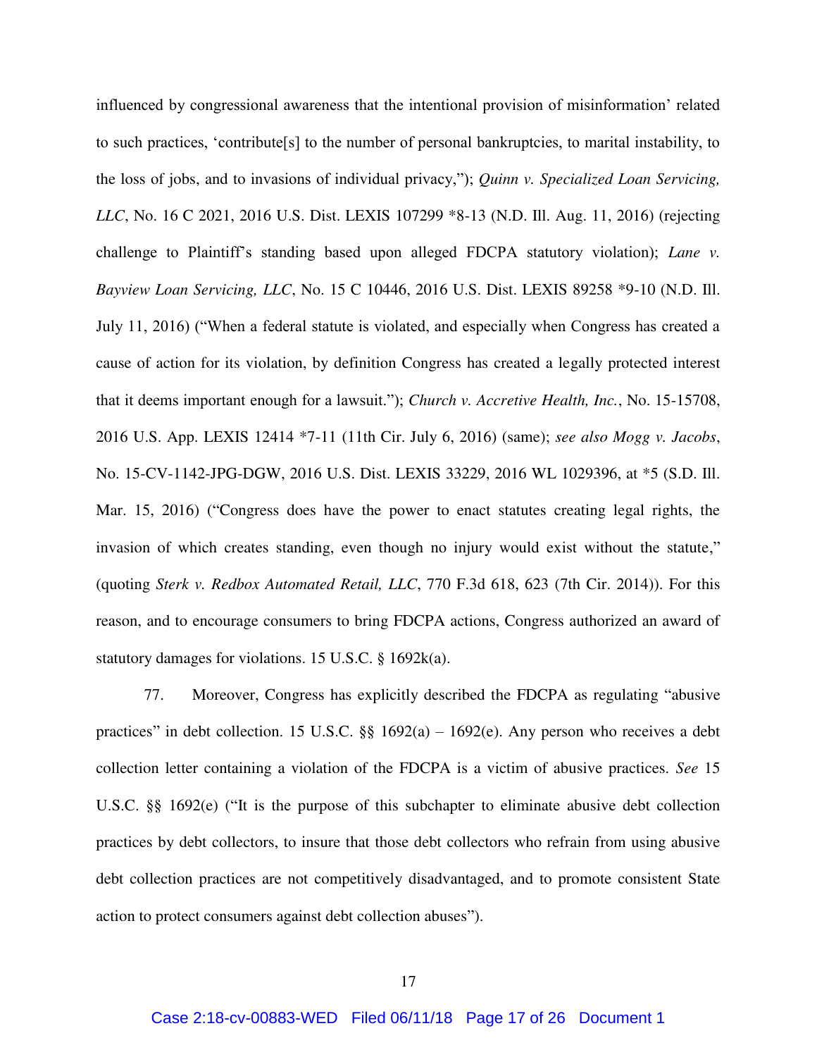influenced by congressional awareness that the intentional provision of misinformation' related to such practices, 'contribute[s] to the number of personal bankruptcies, to marital instability, to the loss of jobs, and to invasions of individual privacy,"); *Quinn v. Specialized Loan Servicing, LLC*, No. 16 C 2021, 2016 U.S. Dist. LEXIS 107299 *8-13 (N.D. Ill. Aug. 11, 2016) (rejecting challenge to Plaintiff's standing based upon alleged FDCPA statutory violation); *Lane v. Bayview Loan Servicing, LLC*, No. 15 C 10446, 2016 U.S. Dist. LEXIS 89258 *9-10 (N.D. Ill. July 11, 2016) ("When a federal statute is violated, and especially when Congress has created a cause of action for its violation, by definition Congress has created a legally protected interest that it deems important enough for a lawsuit."); *Church v. Accretive Health, Inc.*, No. 15-15708, 2016 U.S. App. LEXIS 12414 *7-11 (11th Cir. July 6, 2016) (same); *see also Mogg v. Jacobs*, No. 15-CV-1142-JPG-DGW, 2016 U.S. Dist. LEXIS 33229, 2016 WL 1029396, at *5 (S.D. Ill. Mar. 15, 2016) ("Congress does have the power to enact statutes creating legal rights, the invasion of which creates standing, even though no injury would exist without the statute," (quoting *Sterk v. Redbox Automated Retail, LLC*, 770 F.3d 618, 623 (7th Cir. 2014)). For this reason, and to encourage consumers to bring FDCPA actions, Congress authorized an award of statutory damages for violations. 15 U.S.C. § 1692k(a).

77. Moreover, Congress has explicitly described the FDCPA as regulating "abusive practices" in debt collection. 15 U.S.C. §§ 1692(a) – 1692(e). Any person who receives a debt collection letter containing a violation of the FDCPA is a victim of abusive practices. *See* 15 U.S.C. §§ 1692(e) ("It is the purpose of this subchapter to eliminate abusive debt collection practices by debt collectors, to insure that those debt collectors who refrain from using abusive debt collection practices are not competitively disadvantaged, and to promote consistent State action to protect consumers against debt collection abuses").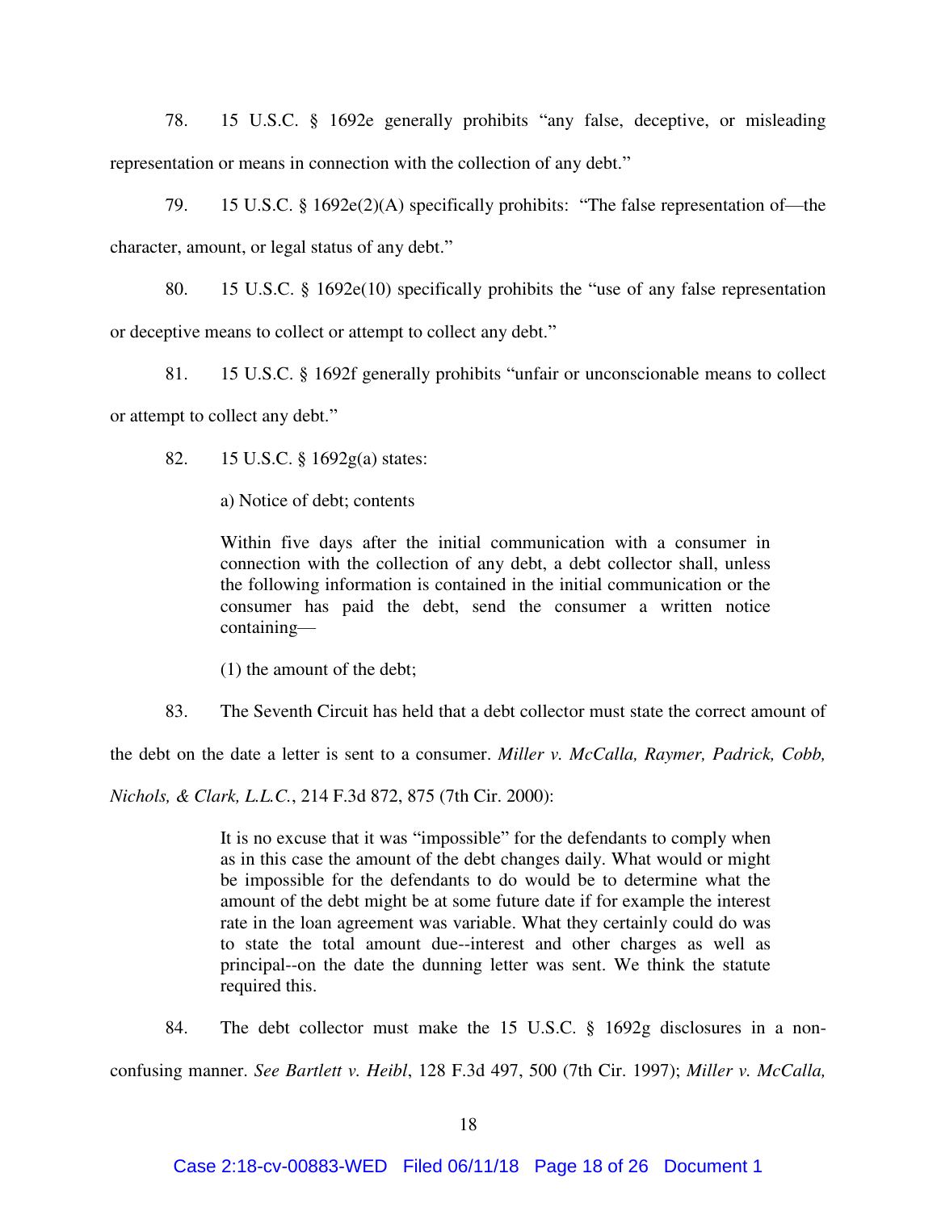78. 15 U.S.C. § 1692e generally prohibits "any false, deceptive, or misleading representation or means in connection with the collection of any debt."

79. 15 U.S.C. § 1692e(2)(A) specifically prohibits: "The false representation of—the character, amount, or legal status of any debt."

80. 15 U.S.C. § 1692e(10) specifically prohibits the "use of any false representation or deceptive means to collect or attempt to collect any debt."

81. 15 U.S.C. § 1692f generally prohibits "unfair or unconscionable means to collect or attempt to collect any debt."

82. 15 U.S.C. § 1692g(a) states:

> a) Notice of debt; contents
>
> Within five days after the initial communication with a consumer in connection with the collection of any debt, a debt collector shall, unless the following information is contained in the initial communication or the consumer has paid the debt, send the consumer a written notice containing—
>
> (1) the amount of the debt;

83. The Seventh Circuit has held that a debt collector must state the correct amount of the debt on the date a letter is sent to a consumer. *Miller v. McCalla, Raymer, Padrick, Cobb, Nichols, & Clark, L.L.C.*, 214 F.3d 872, 875 (7th Cir. 2000):

> It is no excuse that it was "impossible" for the defendants to comply when as in this case the amount of the debt changes daily. What would or might be impossible for the defendants to do would be to determine what the amount of the debt might be at some future date if for example the interest rate in the loan agreement was variable. What they certainly could do was to state the total amount due--interest and other charges as well as principal--on the date the dunning letter was sent. We think the statute required this.

84. The debt collector must make the 15 U.S.C. § 1692g disclosures in a non-confusing manner. *See Bartlett v. Heibl*, 128 F.3d 497, 500 (7th Cir. 1997); *Miller v. McCalla,*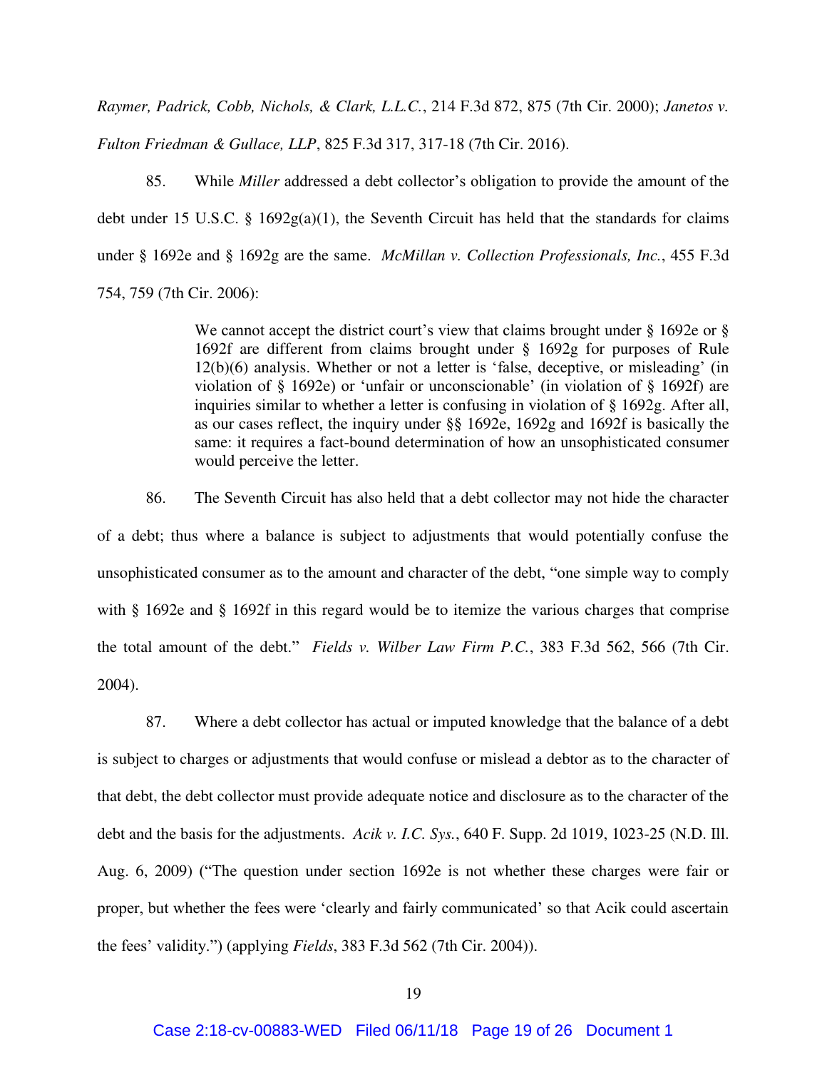*Raymer, Padrick, Cobb, Nichols, & Clark, L.L.C.*, 214 F.3d 872, 875 (7th Cir. 2000); *Janetos v. Fulton Friedman & Gullace, LLP*, 825 F.3d 317, 317-18 (7th Cir. 2016).

85. While *Miller* addressed a debt collector's obligation to provide the amount of the debt under 15 U.S.C. § 1692g(a)(1), the Seventh Circuit has held that the standards for claims under § 1692e and § 1692g are the same. *McMillan v. Collection Professionals, Inc.*, 455 F.3d 754, 759 (7th Cir. 2006):

> We cannot accept the district court's view that claims brought under § 1692e or § 1692f are different from claims brought under § 1692g for purposes of Rule 12(b)(6) analysis. Whether or not a letter is 'false, deceptive, or misleading' (in violation of § 1692e) or 'unfair or unconscionable' (in violation of § 1692f) are inquiries similar to whether a letter is confusing in violation of § 1692g. After all, as our cases reflect, the inquiry under §§ 1692e, 1692g and 1692f is basically the same: it requires a fact-bound determination of how an unsophisticated consumer would perceive the letter.

86. The Seventh Circuit has also held that a debt collector may not hide the character of a debt; thus where a balance is subject to adjustments that would potentially confuse the unsophisticated consumer as to the amount and character of the debt, "one simple way to comply with § 1692e and § 1692f in this regard would be to itemize the various charges that comprise the total amount of the debt." *Fields v. Wilber Law Firm P.C.*, 383 F.3d 562, 566 (7th Cir. 2004).

87. Where a debt collector has actual or imputed knowledge that the balance of a debt is subject to charges or adjustments that would confuse or mislead a debtor as to the character of that debt, the debt collector must provide adequate notice and disclosure as to the character of the debt and the basis for the adjustments. *Acik v. I.C. Sys.*, 640 F. Supp. 2d 1019, 1023-25 (N.D. Ill. Aug. 6, 2009) ("The question under section 1692e is not whether these charges were fair or proper, but whether the fees were 'clearly and fairly communicated' so that Acik could ascertain the fees' validity.") (applying *Fields*, 383 F.3d 562 (7th Cir. 2004)).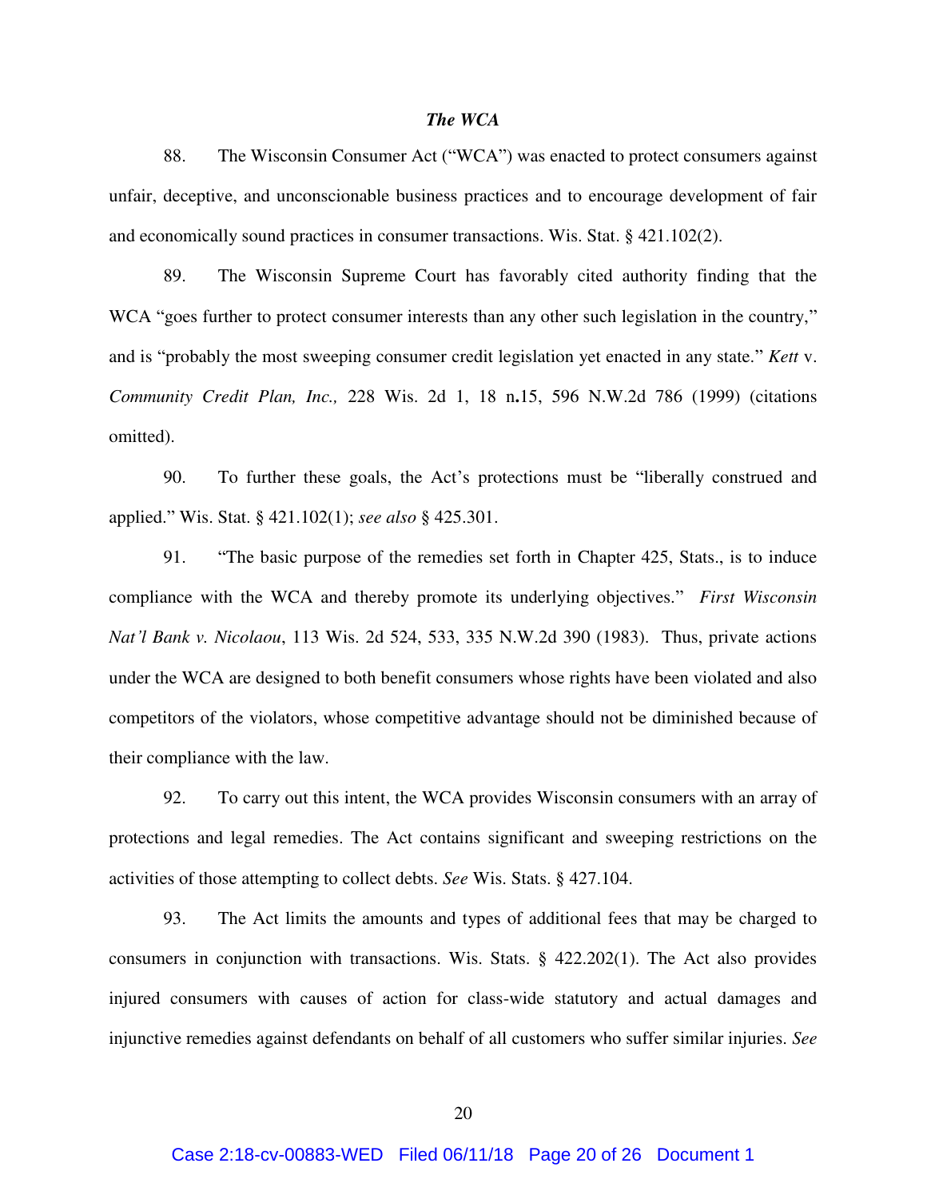***The WCA***

88. The Wisconsin Consumer Act ("WCA") was enacted to protect consumers against unfair, deceptive, and unconscionable business practices and to encourage development of fair and economically sound practices in consumer transactions. Wis. Stat. § 421.102(2).

89. The Wisconsin Supreme Court has favorably cited authority finding that the WCA "goes further to protect consumer interests than any other such legislation in the country," and is "probably the most sweeping consumer credit legislation yet enacted in any state." *Kett* v. *Community Credit Plan, Inc.,* 228 Wis. 2d 1, 18 n**.**15, 596 N.W.2d 786 (1999) (citations omitted).

90. To further these goals, the Act's protections must be "liberally construed and applied." Wis. Stat. § 421.102(1); *see also* § 425.301.

91. "The basic purpose of the remedies set forth in Chapter 425, Stats., is to induce compliance with the WCA and thereby promote its underlying objectives." *First Wisconsin Nat'l Bank v. Nicolaou*, 113 Wis. 2d 524, 533, 335 N.W.2d 390 (1983). Thus, private actions under the WCA are designed to both benefit consumers whose rights have been violated and also competitors of the violators, whose competitive advantage should not be diminished because of their compliance with the law.

92. To carry out this intent, the WCA provides Wisconsin consumers with an array of protections and legal remedies. The Act contains significant and sweeping restrictions on the activities of those attempting to collect debts. *See* Wis. Stats. § 427.104.

93. The Act limits the amounts and types of additional fees that may be charged to consumers in conjunction with transactions. Wis. Stats. § 422.202(1). The Act also provides injured consumers with causes of action for class-wide statutory and actual damages and injunctive remedies against defendants on behalf of all customers who suffer similar injuries. *See*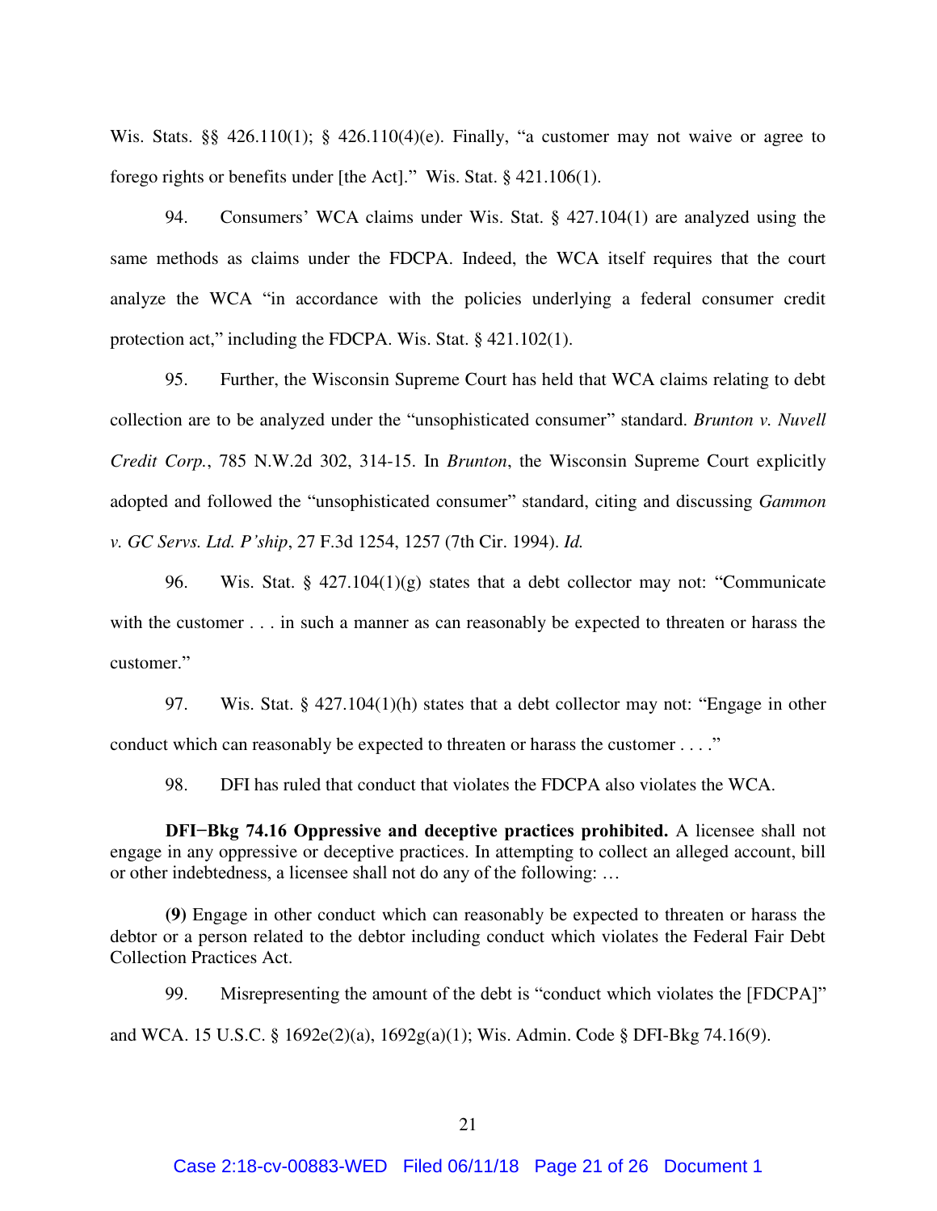Wis. Stats. §§ 426.110(1); § 426.110(4)(e). Finally, "a customer may not waive or agree to forego rights or benefits under [the Act]." Wis. Stat. § 421.106(1).

94. Consumers' WCA claims under Wis. Stat. § 427.104(1) are analyzed using the same methods as claims under the FDCPA. Indeed, the WCA itself requires that the court analyze the WCA "in accordance with the policies underlying a federal consumer credit protection act," including the FDCPA. Wis. Stat. § 421.102(1).

95. Further, the Wisconsin Supreme Court has held that WCA claims relating to debt collection are to be analyzed under the "unsophisticated consumer" standard. *Brunton v. Nuvell Credit Corp.*, 785 N.W.2d 302, 314-15. In *Brunton*, the Wisconsin Supreme Court explicitly adopted and followed the "unsophisticated consumer" standard, citing and discussing *Gammon v. GC Servs. Ltd. P'ship*, 27 F.3d 1254, 1257 (7th Cir. 1994). *Id.*

96. Wis. Stat. § 427.104(1)(g) states that a debt collector may not: "Communicate with the customer . . . in such a manner as can reasonably be expected to threaten or harass the customer."

97. Wis. Stat. § 427.104(1)(h) states that a debt collector may not: "Engage in other conduct which can reasonably be expected to threaten or harass the customer . . . ."

98. DFI has ruled that conduct that violates the FDCPA also violates the WCA.

> **DFI−Bkg 74.16 Oppressive and deceptive practices prohibited.** A licensee shall not engage in any oppressive or deceptive practices. In attempting to collect an alleged account, bill or other indebtedness, a licensee shall not do any of the following: …
>
> **(9)** Engage in other conduct which can reasonably be expected to threaten or harass the debtor or a person related to the debtor including conduct which violates the Federal Fair Debt Collection Practices Act.

99. Misrepresenting the amount of the debt is "conduct which violates the [FDCPA]" and WCA. 15 U.S.C. § 1692e(2)(a), 1692g(a)(1); Wis. Admin. Code § DFI-Bkg 74.16(9).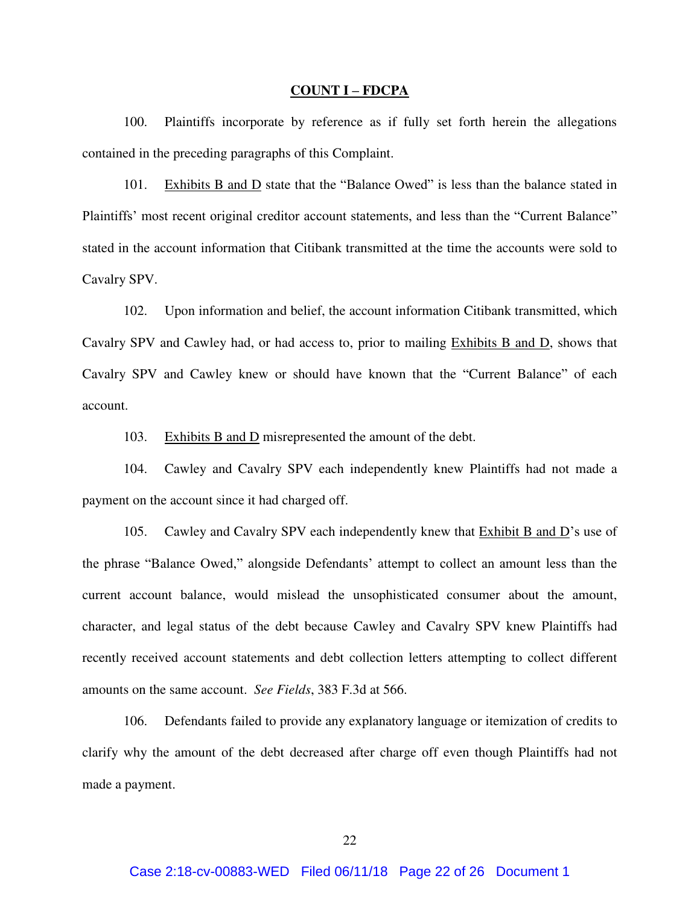**<u>COUNT I – FDCPA</u>**

100. Plaintiffs incorporate by reference as if fully set forth herein the allegations contained in the preceding paragraphs of this Complaint.

101. <u>Exhibits B and D</u> state that the "Balance Owed" is less than the balance stated in Plaintiffs' most recent original creditor account statements, and less than the "Current Balance" stated in the account information that Citibank transmitted at the time the accounts were sold to Cavalry SPV.

102. Upon information and belief, the account information Citibank transmitted, which Cavalry SPV and Cawley had, or had access to, prior to mailing <u>Exhibits B and D</u>, shows that Cavalry SPV and Cawley knew or should have known that the "Current Balance" of each account.

103. <u>Exhibits B and D</u> misrepresented the amount of the debt.

104. Cawley and Cavalry SPV each independently knew Plaintiffs had not made a payment on the account since it had charged off.

105. Cawley and Cavalry SPV each independently knew that <u>Exhibit B and D</u>'s use of the phrase "Balance Owed," alongside Defendants' attempt to collect an amount less than the current account balance, would mislead the unsophisticated consumer about the amount, character, and legal status of the debt because Cawley and Cavalry SPV knew Plaintiffs had recently received account statements and debt collection letters attempting to collect different amounts on the same account. *See Fields*, 383 F.3d at 566.

106. Defendants failed to provide any explanatory language or itemization of credits to clarify why the amount of the debt decreased after charge off even though Plaintiffs had not made a payment.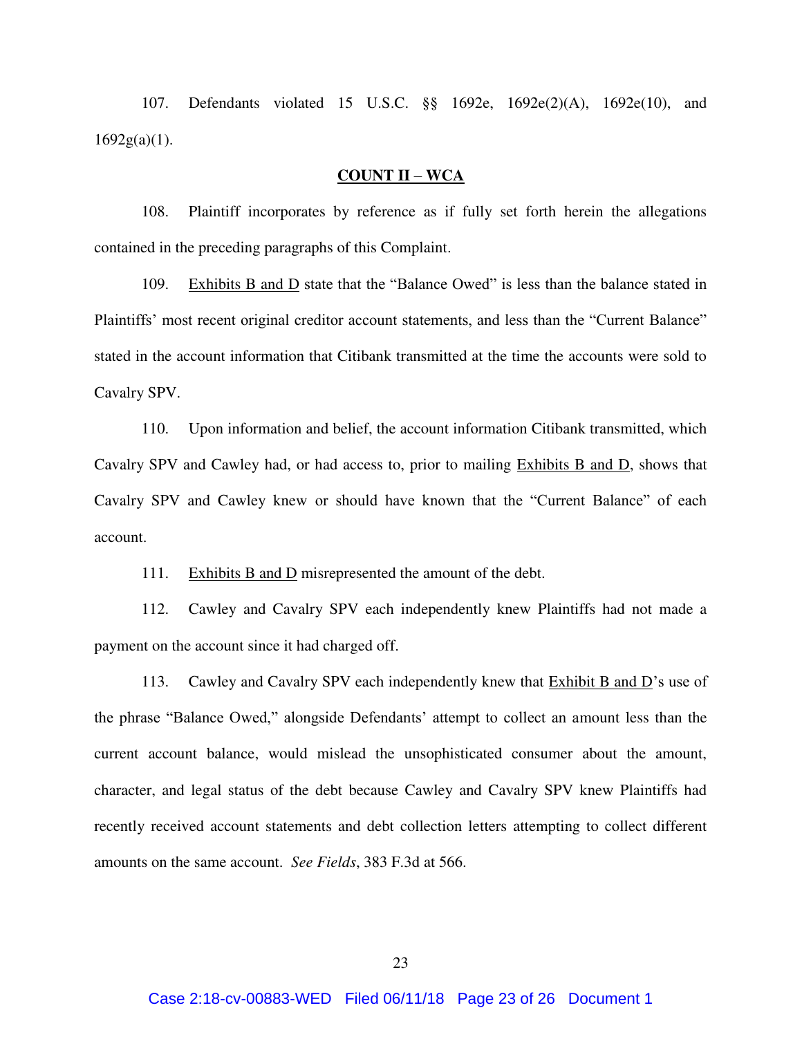107. Defendants violated 15 U.S.C. §§ 1692e, 1692e(2)(A), 1692e(10), and 1692g(a)(1).

## COUNT II – WCA

108. Plaintiff incorporates by reference as if fully set forth herein the allegations contained in the preceding paragraphs of this Complaint.

109. Exhibits B and D state that the "Balance Owed" is less than the balance stated in Plaintiffs' most recent original creditor account statements, and less than the "Current Balance" stated in the account information that Citibank transmitted at the time the accounts were sold to Cavalry SPV.

110. Upon information and belief, the account information Citibank transmitted, which Cavalry SPV and Cawley had, or had access to, prior to mailing Exhibits B and D, shows that Cavalry SPV and Cawley knew or should have known that the "Current Balance" of each account.

111. Exhibits B and D misrepresented the amount of the debt.

112. Cawley and Cavalry SPV each independently knew Plaintiffs had not made a payment on the account since it had charged off.

113. Cawley and Cavalry SPV each independently knew that Exhibit B and D's use of the phrase "Balance Owed," alongside Defendants' attempt to collect an amount less than the current account balance, would mislead the unsophisticated consumer about the amount, character, and legal status of the debt because Cawley and Cavalry SPV knew Plaintiffs had recently received account statements and debt collection letters attempting to collect different amounts on the same account. *See Fields*, 383 F.3d at 566.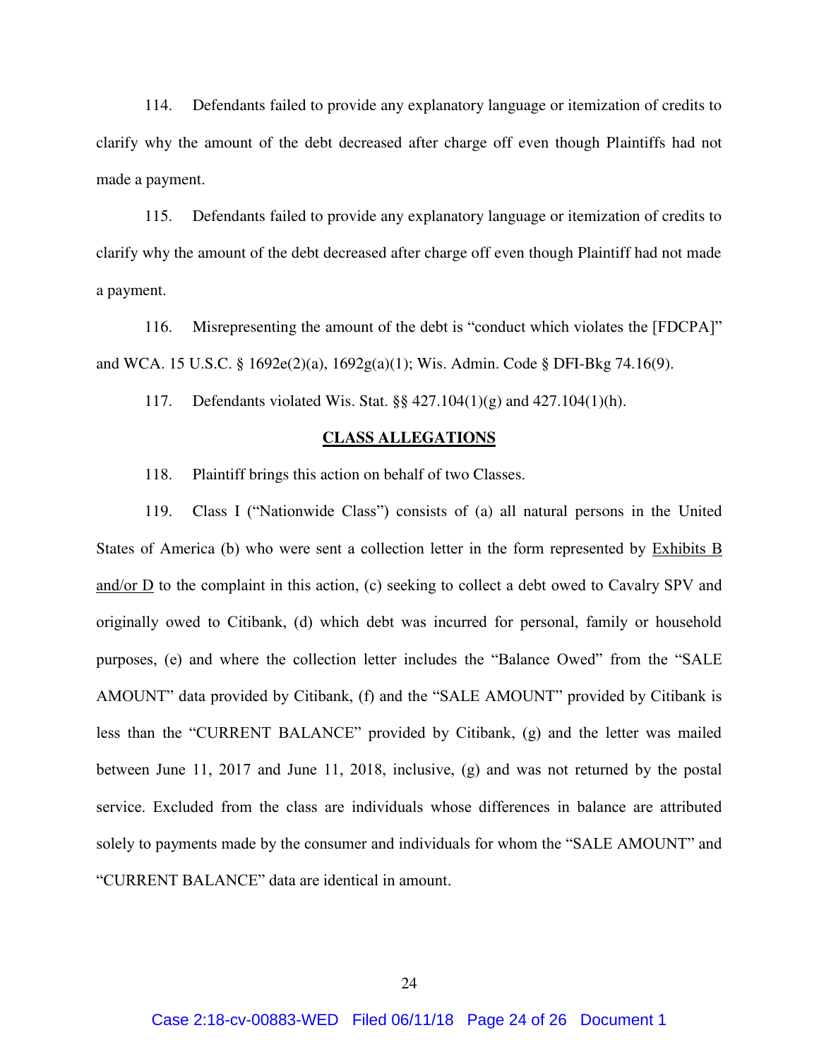114. Defendants failed to provide any explanatory language or itemization of credits to clarify why the amount of the debt decreased after charge off even though Plaintiffs had not made a payment.

115. Defendants failed to provide any explanatory language or itemization of credits to clarify why the amount of the debt decreased after charge off even though Plaintiff had not made a payment.

116. Misrepresenting the amount of the debt is "conduct which violates the [FDCPA]" and WCA. 15 U.S.C. § 1692e(2)(a), 1692g(a)(1); Wis. Admin. Code § DFI-Bkg 74.16(9).

117. Defendants violated Wis. Stat. §§ 427.104(1)(g) and 427.104(1)(h).

## CLASS ALLEGATIONS

118. Plaintiff brings this action on behalf of two Classes.

119. Class I ("Nationwide Class") consists of (a) all natural persons in the United States of America (b) who were sent a collection letter in the form represented by Exhibits B and/or D to the complaint in this action, (c) seeking to collect a debt owed to Cavalry SPV and originally owed to Citibank, (d) which debt was incurred for personal, family or household purposes, (e) and where the collection letter includes the "Balance Owed" from the "SALE AMOUNT" data provided by Citibank, (f) and the "SALE AMOUNT" provided by Citibank is less than the "CURRENT BALANCE" provided by Citibank, (g) and the letter was mailed between June 11, 2017 and June 11, 2018, inclusive, (g) and was not returned by the postal service. Excluded from the class are individuals whose differences in balance are attributed solely to payments made by the consumer and individuals for whom the "SALE AMOUNT" and "CURRENT BALANCE" data are identical in amount.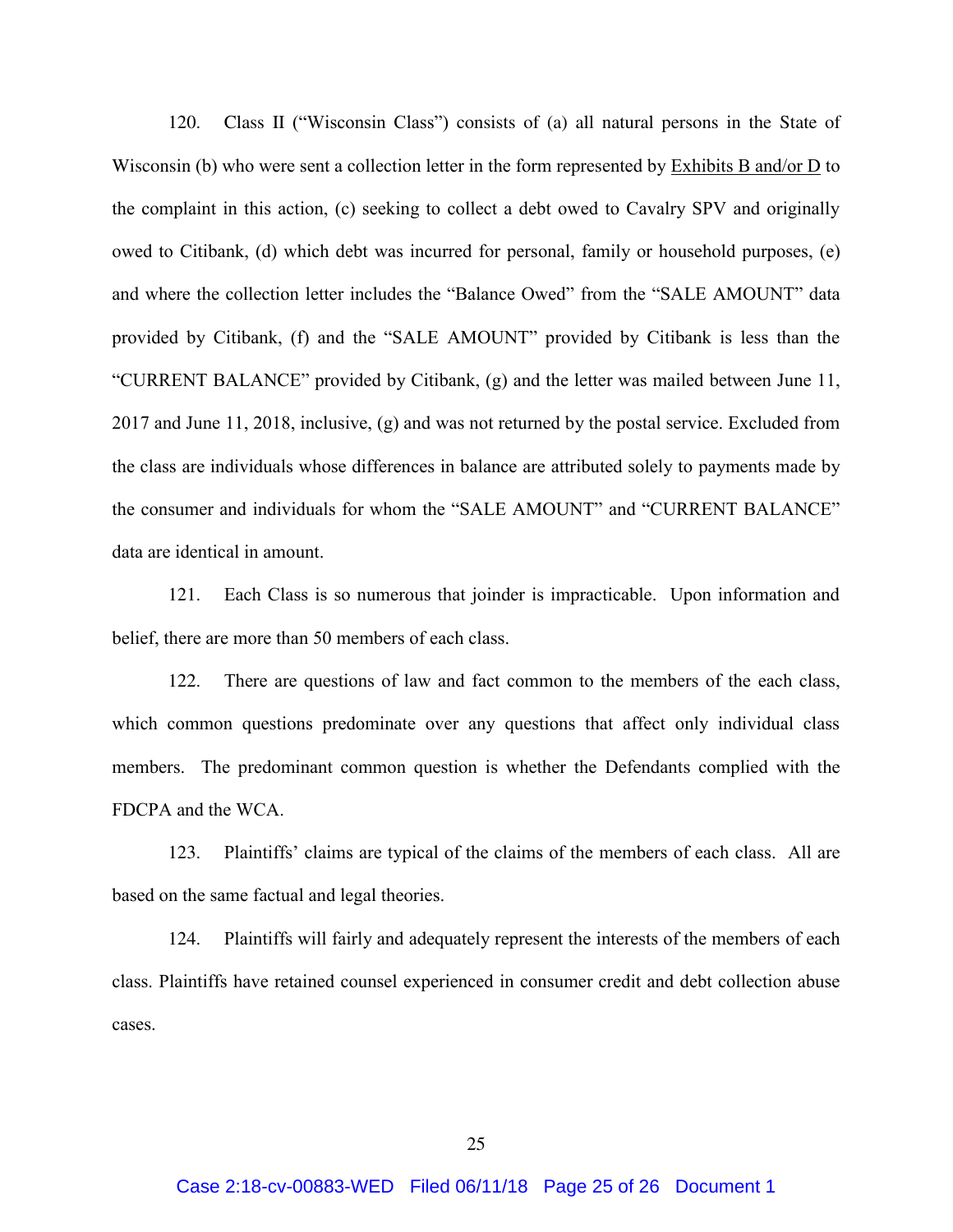120. Class II ("Wisconsin Class") consists of (a) all natural persons in the State of Wisconsin (b) who were sent a collection letter in the form represented by Exhibits B and/or D to the complaint in this action, (c) seeking to collect a debt owed to Cavalry SPV and originally owed to Citibank, (d) which debt was incurred for personal, family or household purposes, (e) and where the collection letter includes the "Balance Owed" from the "SALE AMOUNT" data provided by Citibank, (f) and the "SALE AMOUNT" provided by Citibank is less than the "CURRENT BALANCE" provided by Citibank, (g) and the letter was mailed between June 11, 2017 and June 11, 2018, inclusive, (g) and was not returned by the postal service. Excluded from the class are individuals whose differences in balance are attributed solely to payments made by the consumer and individuals for whom the "SALE AMOUNT" and "CURRENT BALANCE" data are identical in amount.

121. Each Class is so numerous that joinder is impracticable. Upon information and belief, there are more than 50 members of each class.

122. There are questions of law and fact common to the members of the each class, which common questions predominate over any questions that affect only individual class members. The predominant common question is whether the Defendants complied with the FDCPA and the WCA.

123. Plaintiffs' claims are typical of the claims of the members of each class. All are based on the same factual and legal theories.

124. Plaintiffs will fairly and adequately represent the interests of the members of each class. Plaintiffs have retained counsel experienced in consumer credit and debt collection abuse cases.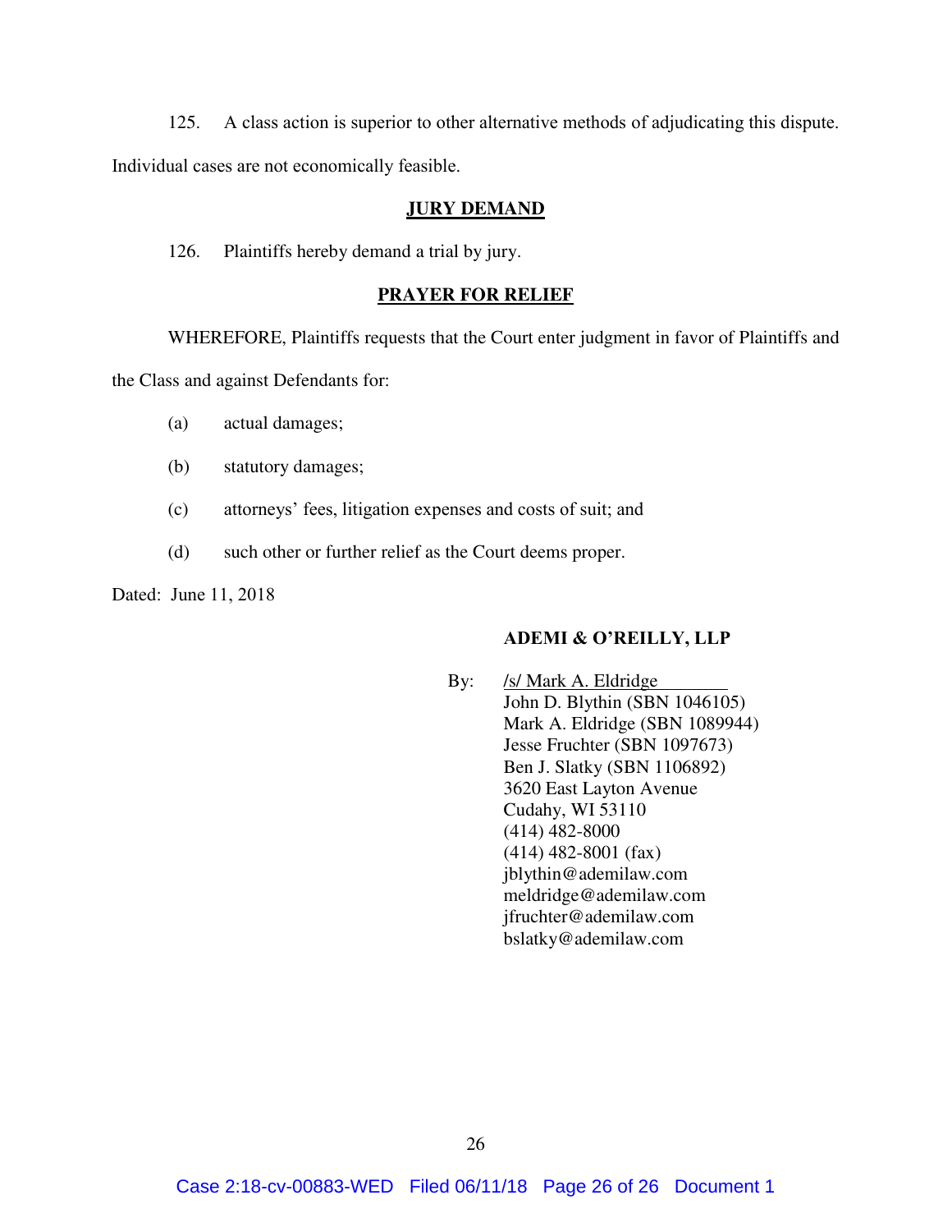125. A class action is superior to other alternative methods of adjudicating this dispute. Individual cases are not economically feasible.

## JURY DEMAND

126. Plaintiffs hereby demand a trial by jury.

## PRAYER FOR RELIEF

WHEREFORE, Plaintiffs requests that the Court enter judgment in favor of Plaintiffs and the Class and against Defendants for:

(a) actual damages;

(b) statutory damages;

(c) attorneys' fees, litigation expenses and costs of suit; and

(d) such other or further relief as the Court deems proper.

Dated: June 11, 2018

**ADEMI & O'REILLY, LLP**

By: /s/ Mark A. Eldridge
John D. Blythin (SBN 1046105)
Mark A. Eldridge (SBN 1089944)
Jesse Fruchter (SBN 1097673)
Ben J. Slatky (SBN 1106892)
3620 East Layton Avenue
Cudahy, WI 53110
(414) 482-8000
(414) 482-8001 (fax)
jblythin@ademilaw.com
meldridge@ademilaw.com
jfruchter@ademilaw.com
bslatky@ademilaw.com